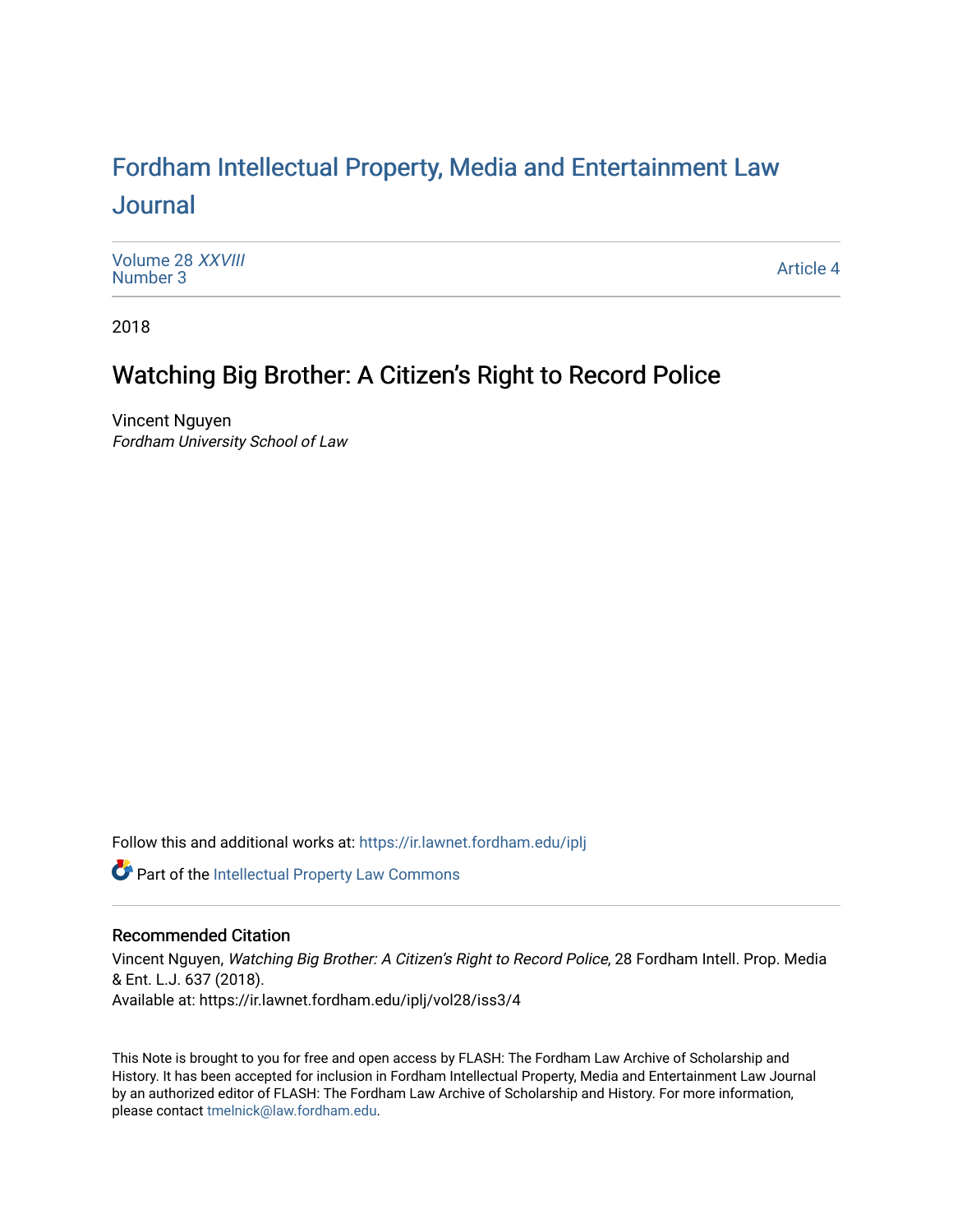# Fordham Intellectual Property, Media and Entertainment Law Journal

Volume 28 *XXVIII*
Number 3

Article 4

2018

## Watching Big Brother: A Citizen's Right to Record Police

Vincent Nguyen
*Fordham University School of Law*

Follow this and additional works at: https://ir.lawnet.fordham.edu/iplj

Part of the Intellectual Property Law Commons

### Recommended Citation

Vincent Nguyen, *Watching Big Brother: A Citizen's Right to Record Police*, 28 Fordham Intell. Prop. Media & Ent. L.J. 637 (2018).
Available at: https://ir.lawnet.fordham.edu/iplj/vol28/iss3/4

This Note is brought to you for free and open access by FLASH: The Fordham Law Archive of Scholarship and History. It has been accepted for inclusion in Fordham Intellectual Property, Media and Entertainment Law Journal by an authorized editor of FLASH: The Fordham Law Archive of Scholarship and History. For more information, please contact tmelnick@law.fordham.edu.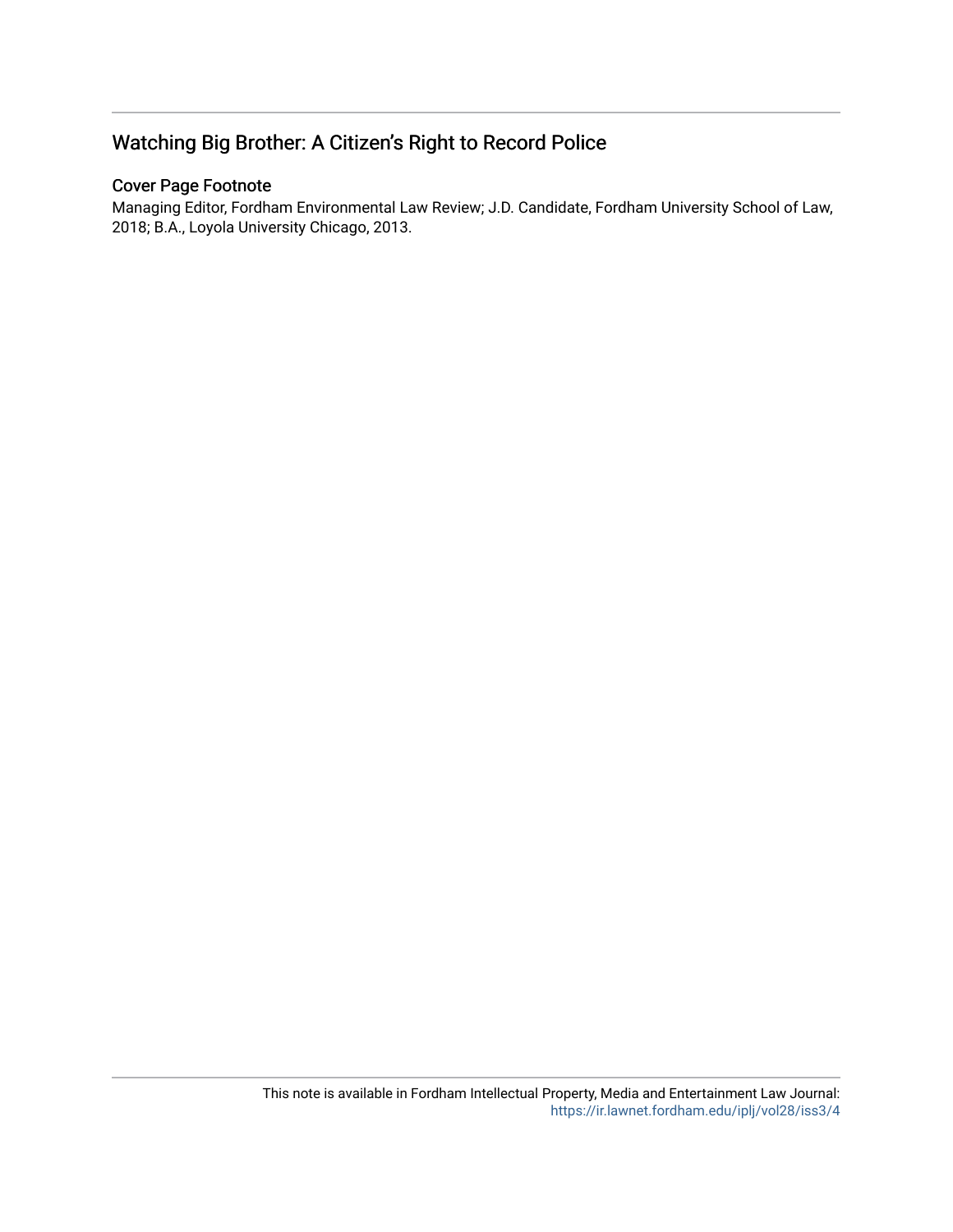## Watching Big Brother: A Citizen's Right to Record Police

### Cover Page Footnote

Managing Editor, Fordham Environmental Law Review; J.D. Candidate, Fordham University School of Law, 2018; B.A., Loyola University Chicago, 2013.

This note is available in Fordham Intellectual Property, Media and Entertainment Law Journal: https://ir.lawnet.fordham.edu/iplj/vol28/iss3/4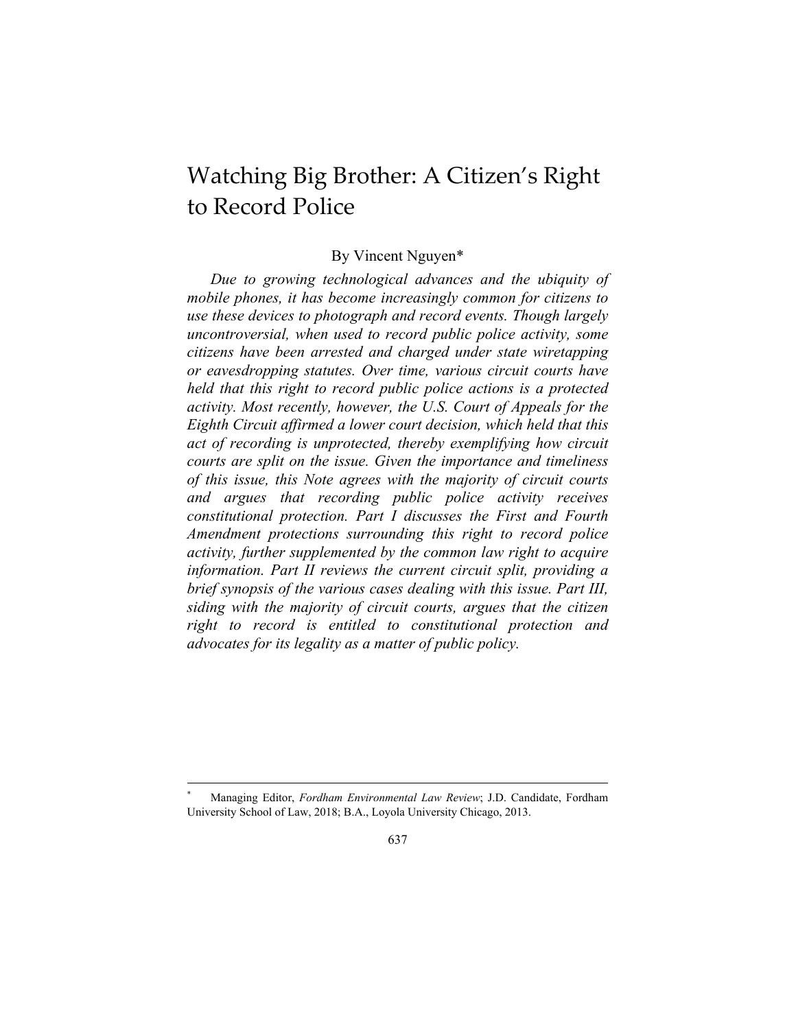# Watching Big Brother: A Citizen's Right to Record Police

By Vincent Nguyen*

*Due to growing technological advances and the ubiquity of mobile phones, it has become increasingly common for citizens to use these devices to photograph and record events. Though largely uncontroversial, when used to record public police activity, some citizens have been arrested and charged under state wiretapping or eavesdropping statutes. Over time, various circuit courts have held that this right to record public police actions is a protected activity. Most recently, however, the U.S. Court of Appeals for the Eighth Circuit affirmed a lower court decision, which held that this act of recording is unprotected, thereby exemplifying how circuit courts are split on the issue. Given the importance and timeliness of this issue, this Note agrees with the majority of circuit courts and argues that recording public police activity receives constitutional protection. Part I discusses the First and Fourth Amendment protections surrounding this right to record police activity, further supplemented by the common law right to acquire information. Part II reviews the current circuit split, providing a brief synopsis of the various cases dealing with this issue. Part III, siding with the majority of circuit courts, argues that the citizen right to record is entitled to constitutional protection and advocates for its legality as a matter of public policy.*

---

* Managing Editor, *Fordham Environmental Law Review*; J.D. Candidate, Fordham University School of Law, 2018; B.A., Loyola University Chicago, 2013.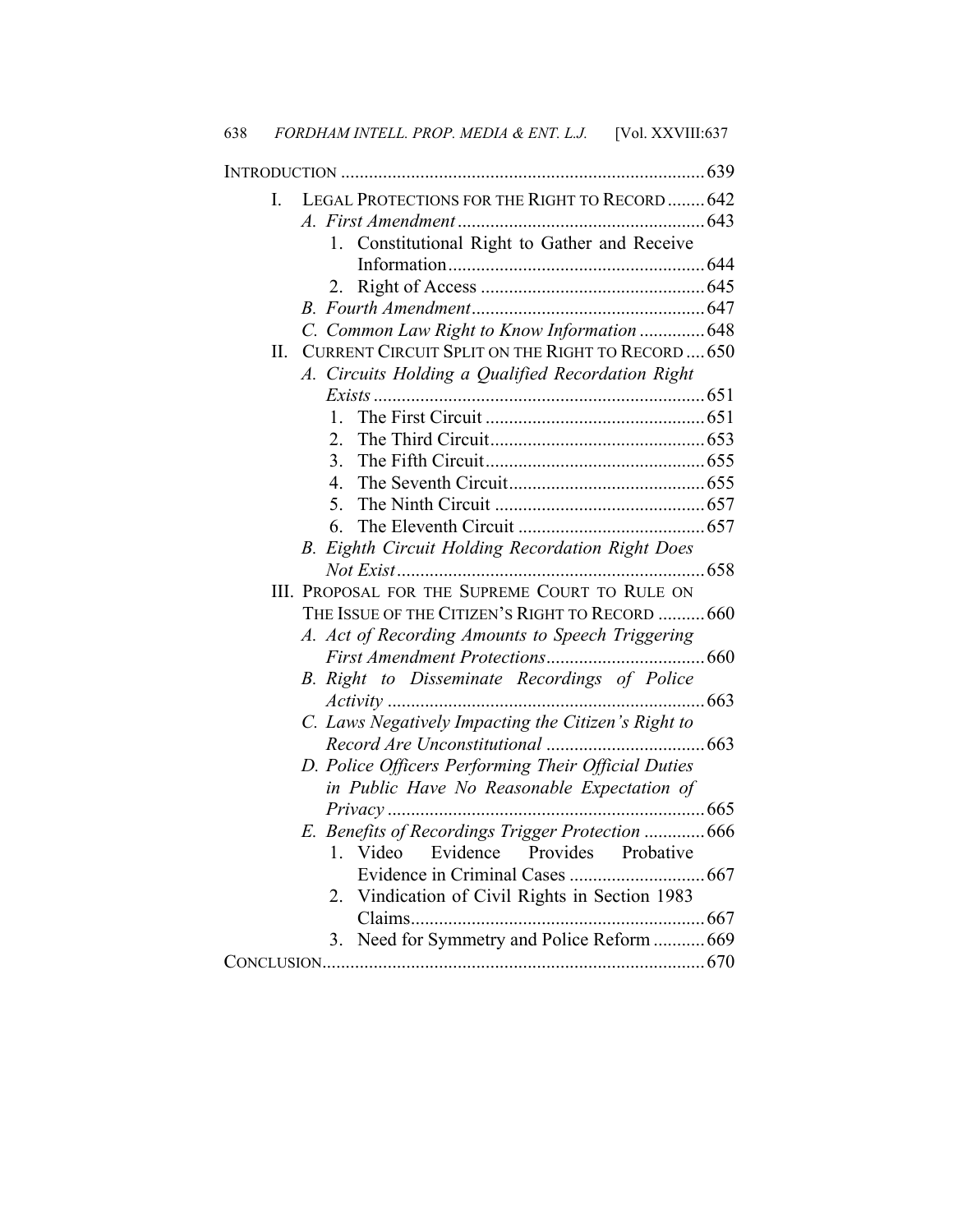INTRODUCTION ............................................................................ 639

- I. LEGAL PROTECTIONS FOR THE RIGHT TO RECORD ........ 642
  - *A. First Amendment* ..................................................... 643
    1. Constitutional Right to Gather and Receive Information ....................................................... 644
    2. Right of Access ................................................ 645
  - *B. Fourth Amendment* .................................................. 647
  - *C. Common Law Right to Know Information* .............. 648
- II. CURRENT CIRCUIT SPLIT ON THE RIGHT TO RECORD .... 650
  - *A. Circuits Holding a Qualified Recordation Right Exists* ....................................................................... 651
    1. The First Circuit ............................................... 651
    2. The Third Circuit .............................................. 653
    3. The Fifth Circuit ............................................... 655
    4. The Seventh Circuit .......................................... 655
    5. The Ninth Circuit ............................................. 657
    6. The Eleventh Circuit ........................................ 657
  - *B. Eighth Circuit Holding Recordation Right Does Not Exist* .................................................................. 658
- III. PROPOSAL FOR THE SUPREME COURT TO RULE ON THE ISSUE OF THE CITIZEN'S RIGHT TO RECORD .......... 660
  - *A. Act of Recording Amounts to Speech Triggering First Amendment Protections* .................................. 660
  - *B. Right to Disseminate Recordings of Police Activity* .................................................................... 663
  - *C. Laws Negatively Impacting the Citizen's Right to Record Are Unconstitutional* .................................. 663
  - *D. Police Officers Performing Their Official Duties in Public Have No Reasonable Expectation of Privacy* .................................................................... 665
  - *E. Benefits of Recordings Trigger Protection* ............. 666
    1. Video Evidence Provides Probative Evidence in Criminal Cases ............................. 667
    2. Vindication of Civil Rights in Section 1983 Claims ............................................................... 667
    3. Need for Symmetry and Police Reform ........... 669

CONCLUSION .................................................................................. 670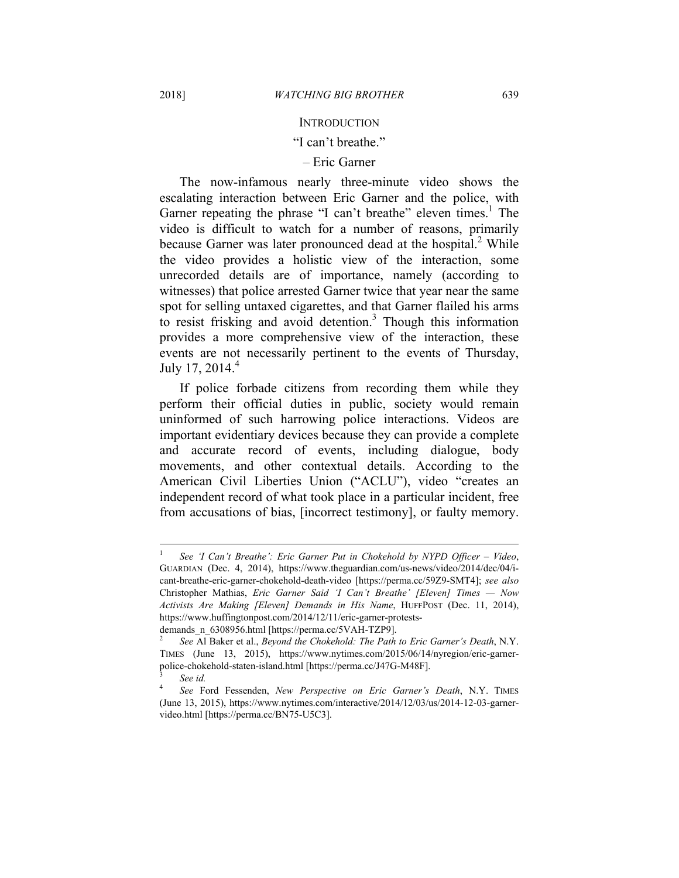## INTRODUCTION

"I can't breathe."

– Eric Garner

The now-infamous nearly three-minute video shows the escalating interaction between Eric Garner and the police, with Garner repeating the phrase "I can't breathe" eleven times.[1] The video is difficult to watch for a number of reasons, primarily because Garner was later pronounced dead at the hospital.[2] While the video provides a holistic view of the interaction, some unrecorded details are of importance, namely (according to witnesses) that police arrested Garner twice that year near the same spot for selling untaxed cigarettes, and that Garner flailed his arms to resist frisking and avoid detention.[3] Though this information provides a more comprehensive view of the interaction, these events are not necessarily pertinent to the events of Thursday, July 17, 2014.[4]

If police forbade citizens from recording them while they perform their official duties in public, society would remain uninformed of such harrowing police interactions. Videos are important evidentiary devices because they can provide a complete and accurate record of events, including dialogue, body movements, and other contextual details. According to the American Civil Liberties Union ("ACLU"), video "creates an independent record of what took place in a particular incident, free from accusations of bias, [incorrect testimony], or faulty memory.

---

1 *See 'I Can't Breathe': Eric Garner Put in Chokehold by NYPD Officer – Video*, GUARDIAN (Dec. 4, 2014), https://www.theguardian.com/us-news/video/2014/dec/04/i-cant-breathe-eric-garner-chokehold-death-video [https://perma.cc/59Z9-SMT4]; *see also* Christopher Mathias, *Eric Garner Said 'I Can't Breathe' [Eleven] Times — Now Activists Are Making [Eleven] Demands in His Name*, HUFFPOST (Dec. 11, 2014), https://www.huffingtonpost.com/2014/12/11/eric-garner-protests-demands_n_6308956.html [https://perma.cc/5VAH-TZP9].

2 *See* Al Baker et al., *Beyond the Chokehold: The Path to Eric Garner's Death*, N.Y. TIMES (June 13, 2015), https://www.nytimes.com/2015/06/14/nyregion/eric-garner-police-chokehold-staten-island.html [https://perma.cc/J47G-M48F].

3 *See id.*

4 *See* Ford Fessenden, *New Perspective on Eric Garner's Death*, N.Y. TIMES (June 13, 2015), https://www.nytimes.com/interactive/2014/12/03/us/2014-12-03-garner-video.html [https://perma.cc/BN75-U5C3].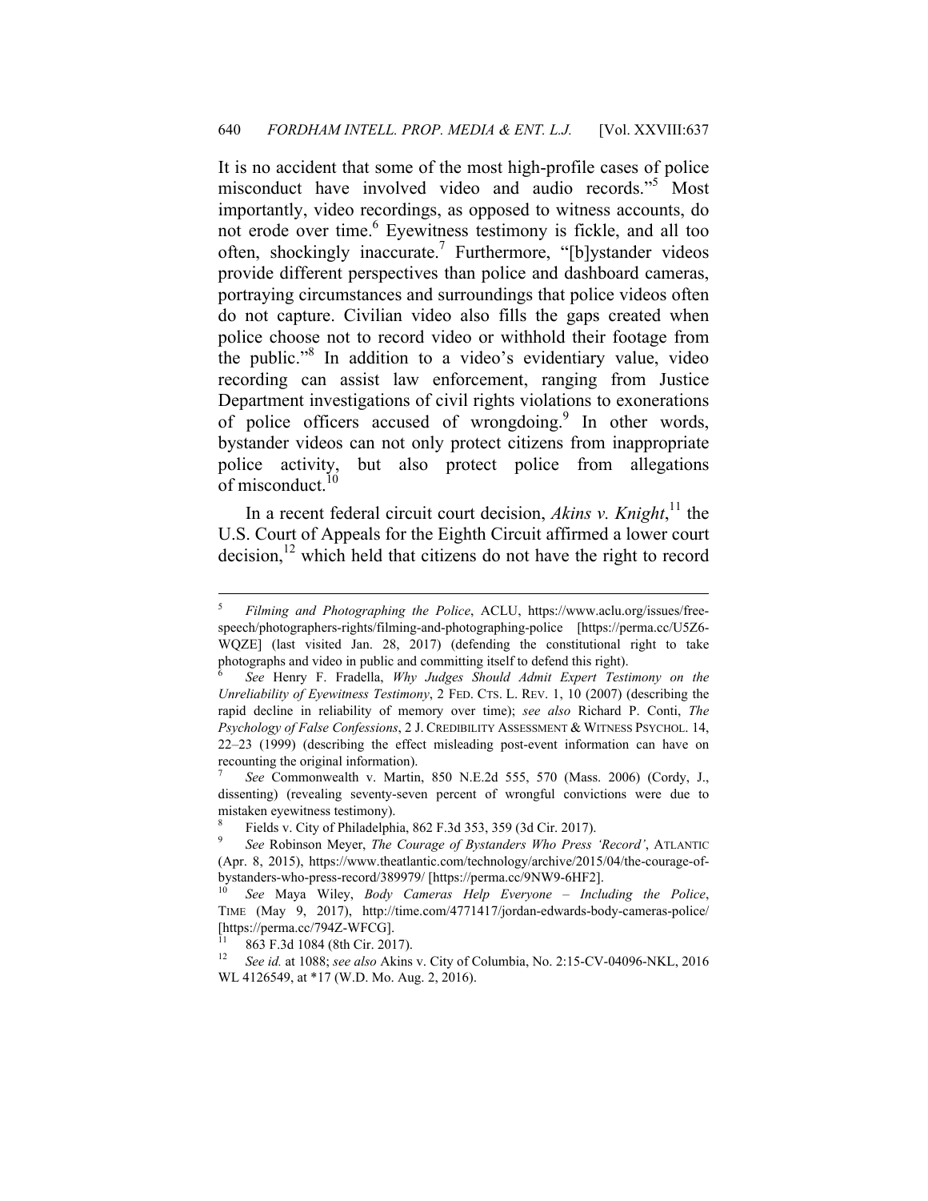It is no accident that some of the most high-profile cases of police misconduct have involved video and audio records."[5] Most importantly, video recordings, as opposed to witness accounts, do not erode over time.[6] Eyewitness testimony is fickle, and all too often, shockingly inaccurate.[7] Furthermore, "[b]ystander videos provide different perspectives than police and dashboard cameras, portraying circumstances and surroundings that police videos often do not capture. Civilian video also fills the gaps created when police choose not to record video or withhold their footage from the public."[8] In addition to a video's evidentiary value, video recording can assist law enforcement, ranging from Justice Department investigations of civil rights violations to exonerations of police officers accused of wrongdoing.[9] In other words, bystander videos can not only protect citizens from inappropriate police activity, but also protect police from allegations of misconduct.[10]

In a recent federal circuit court decision, *Akins v. Knight*,[11] the U.S. Court of Appeals for the Eighth Circuit affirmed a lower court decision,[12] which held that citizens do not have the right to record

---

[5] *Filming and Photographing the Police*, ACLU, https://www.aclu.org/issues/free-speech/photographers-rights/filming-and-photographing-police [https://perma.cc/U5Z6-WQZE] (last visited Jan. 28, 2017) (defending the constitutional right to take photographs and video in public and committing itself to defend this right).

[6] *See* Henry F. Fradella, *Why Judges Should Admit Expert Testimony on the Unreliability of Eyewitness Testimony*, 2 FED. CTS. L. REV. 1, 10 (2007) (describing the rapid decline in reliability of memory over time); *see also* Richard P. Conti, *The Psychology of False Confessions*, 2 J. CREDIBILITY ASSESSMENT & WITNESS PSYCHOL. 14, 22–23 (1999) (describing the effect misleading post-event information can have on recounting the original information).

[7] *See* Commonwealth v. Martin, 850 N.E.2d 555, 570 (Mass. 2006) (Cordy, J., dissenting) (revealing seventy-seven percent of wrongful convictions were due to mistaken eyewitness testimony).

[8] Fields v. City of Philadelphia, 862 F.3d 353, 359 (3d Cir. 2017).

[9] *See* Robinson Meyer, *The Courage of Bystanders Who Press 'Record'*, ATLANTIC (Apr. 8, 2015), https://www.theatlantic.com/technology/archive/2015/04/the-courage-of-bystanders-who-press-record/389979/ [https://perma.cc/9NW9-6HF2].

[10] *See* Maya Wiley, *Body Cameras Help Everyone – Including the Police*, TIME (May 9, 2017), http://time.com/4771417/jordan-edwards-body-cameras-police/ [https://perma.cc/794Z-WFCG].

[11] 863 F.3d 1084 (8th Cir. 2017).

[12] *See id.* at 1088; *see also* Akins v. City of Columbia, No. 2:15-CV-04096-NKL, 2016 WL 4126549, at *17 (W.D. Mo. Aug. 2, 2016).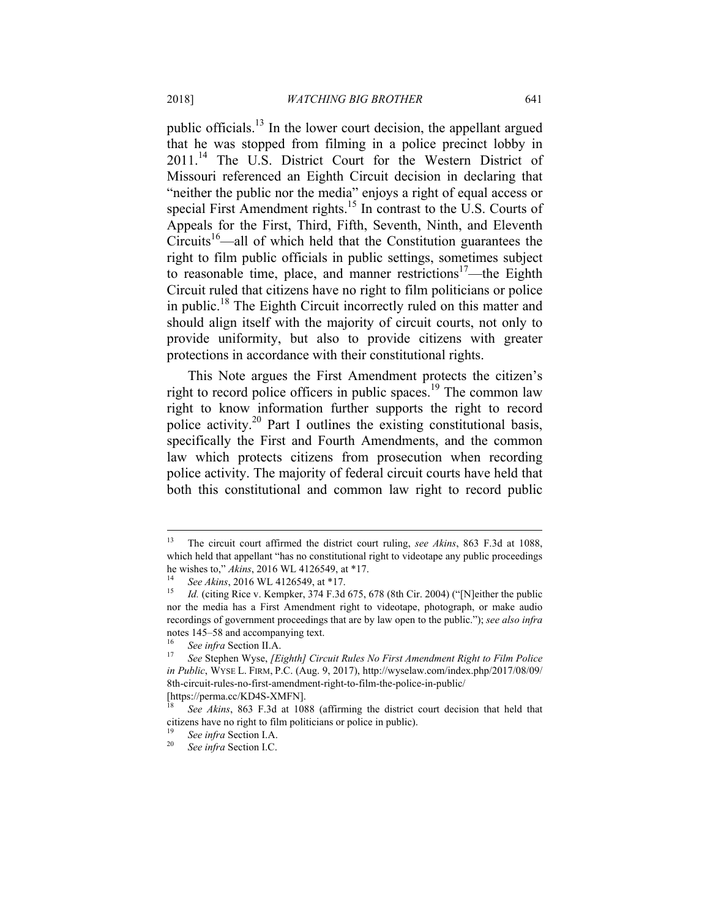public officials.[13] In the lower court decision, the appellant argued that he was stopped from filming in a police precinct lobby in 2011.[14] The U.S. District Court for the Western District of Missouri referenced an Eighth Circuit decision in declaring that "neither the public nor the media" enjoys a right of equal access or special First Amendment rights.[15] In contrast to the U.S. Courts of Appeals for the First, Third, Fifth, Seventh, Ninth, and Eleventh Circuits[16]—all of which held that the Constitution guarantees the right to film public officials in public settings, sometimes subject to reasonable time, place, and manner restrictions[17]—the Eighth Circuit ruled that citizens have no right to film politicians or police in public.[18] The Eighth Circuit incorrectly ruled on this matter and should align itself with the majority of circuit courts, not only to provide uniformity, but also to provide citizens with greater protections in accordance with their constitutional rights.

This Note argues the First Amendment protects the citizen's right to record police officers in public spaces.[19] The common law right to know information further supports the right to record police activity.[20] Part I outlines the existing constitutional basis, specifically the First and Fourth Amendments, and the common law which protects citizens from prosecution when recording police activity. The majority of federal circuit courts have held that both this constitutional and common law right to record public

---

[13] The circuit court affirmed the district court ruling, *see Akins*, 863 F.3d at 1088, which held that appellant "has no constitutional right to videotape any public proceedings he wishes to," *Akins*, 2016 WL 4126549, at *17.

[14] *See Akins*, 2016 WL 4126549, at *17.

[15] *Id.* (citing Rice v. Kempker, 374 F.3d 675, 678 (8th Cir. 2004) ("[N]either the public nor the media has a First Amendment right to videotape, photograph, or make audio recordings of government proceedings that are by law open to the public."); *see also infra* notes 145–58 and accompanying text.

[16] *See infra* Section II.A.

[17] *See* Stephen Wyse, *[Eighth] Circuit Rules No First Amendment Right to Film Police in Public*, WYSE L. FIRM, P.C. (Aug. 9, 2017), http://wyselaw.com/index.php/2017/08/09/8th-circuit-rules-no-first-amendment-right-to-film-the-police-in-public/ [https://perma.cc/KD4S-XMFN].

[18] *See Akins*, 863 F.3d at 1088 (affirming the district court decision that held that citizens have no right to film politicians or police in public).

[19] *See infra* Section I.A.

[20] *See infra* Section I.C.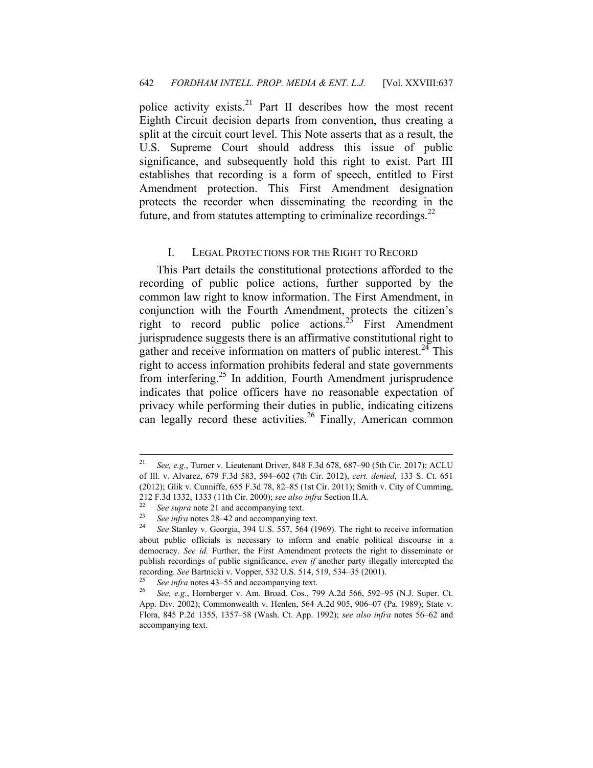police activity exists.[21] Part II describes how the most recent Eighth Circuit decision departs from convention, thus creating a split at the circuit court level. This Note asserts that as a result, the U.S. Supreme Court should address this issue of public significance, and subsequently hold this right to exist. Part III establishes that recording is a form of speech, entitled to First Amendment protection. This First Amendment designation protects the recorder when disseminating the recording in the future, and from statutes attempting to criminalize recordings.[22]

## I. LEGAL PROTECTIONS FOR THE RIGHT TO RECORD

This Part details the constitutional protections afforded to the recording of public police actions, further supported by the common law right to know information. The First Amendment, in conjunction with the Fourth Amendment, protects the citizen's right to record public police actions.[23] First Amendment jurisprudence suggests there is an affirmative constitutional right to gather and receive information on matters of public interest.[24] This right to access information prohibits federal and state governments from interfering.[25] In addition, Fourth Amendment jurisprudence indicates that police officers have no reasonable expectation of privacy while performing their duties in public, indicating citizens can legally record these activities.[26] Finally, American common

---

[21] *See, e.g.*, Turner v. Lieutenant Driver, 848 F.3d 678, 687–90 (5th Cir. 2017); ACLU of Ill. v. Alvarez, 679 F.3d 583, 594–602 (7th Cir. 2012), *cert. denied*, 133 S. Ct. 651 (2012); Glik v. Cunniffe, 655 F.3d 78, 82–85 (1st Cir. 2011); Smith v. City of Cumming, 212 F.3d 1332, 1333 (11th Cir. 2000); *see also infra* Section II.A.

[22] *See supra* note 21 and accompanying text.

[23] *See infra* notes 28–42 and accompanying text.

[24] *See* Stanley v. Georgia, 394 U.S. 557, 564 (1969). The right to receive information about public officials is necessary to inform and enable political discourse in a democracy. *See id.* Further, the First Amendment protects the right to disseminate or publish recordings of public significance, *even if* another party illegally intercepted the recording. *See* Bartnicki v. Vopper, 532 U.S. 514, 519, 534–35 (2001).

[25] *See infra* notes 43–55 and accompanying text.

[26] *See, e.g.*, Hornberger v. Am. Broad. Cos., 799 A.2d 566, 592–95 (N.J. Super. Ct. App. Div. 2002); Commonwealth v. Henlen, 564 A.2d 905, 906–07 (Pa. 1989); State v. Flora, 845 P.2d 1355, 1357–58 (Wash. Ct. App. 1992); *see also infra* notes 56–62 and accompanying text.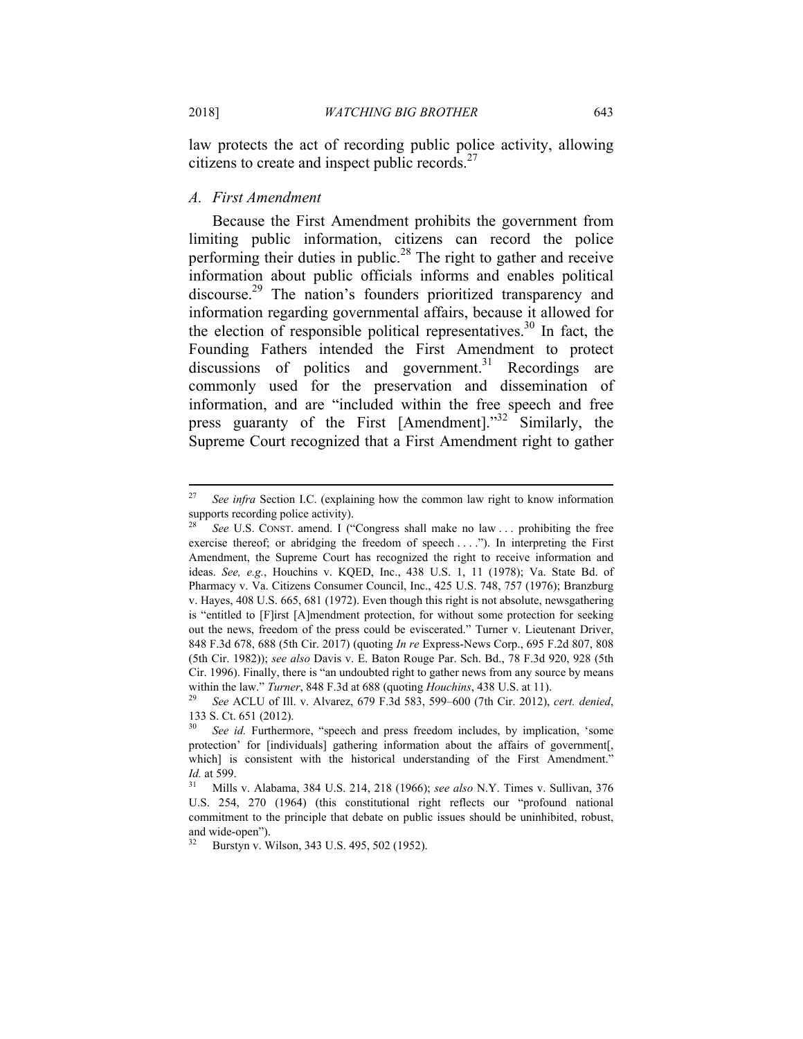law protects the act of recording public police activity, allowing citizens to create and inspect public records.[27]

### *A. First Amendment*

Because the First Amendment prohibits the government from limiting public information, citizens can record the police performing their duties in public.[28] The right to gather and receive information about public officials informs and enables political discourse.[29] The nation's founders prioritized transparency and information regarding governmental affairs, because it allowed for the election of responsible political representatives.[30] In fact, the Founding Fathers intended the First Amendment to protect discussions of politics and government.[31] Recordings are commonly used for the preservation and dissemination of information, and are "included within the free speech and free press guaranty of the First [Amendment]."[32] Similarly, the Supreme Court recognized that a First Amendment right to gather

---

[27] *See infra* Section I.C. (explaining how the common law right to know information supports recording police activity).

[28] *See* U.S. CONST. amend. I ("Congress shall make no law . . . prohibiting the free exercise thereof; or abridging the freedom of speech . . . ."). In interpreting the First Amendment, the Supreme Court has recognized the right to receive information and ideas. *See, e.g.*, Houchins v. KQED, Inc., 438 U.S. 1, 11 (1978); Va. State Bd. of Pharmacy v. Va. Citizens Consumer Council, Inc., 425 U.S. 748, 757 (1976); Branzburg v. Hayes, 408 U.S. 665, 681 (1972). Even though this right is not absolute, newsgathering is "entitled to [F]irst [A]mendment protection, for without some protection for seeking out the news, freedom of the press could be eviscerated." Turner v. Lieutenant Driver, 848 F.3d 678, 688 (5th Cir. 2017) (quoting *In re* Express-News Corp., 695 F.2d 807, 808 (5th Cir. 1982)); *see also* Davis v. E. Baton Rouge Par. Sch. Bd., 78 F.3d 920, 928 (5th Cir. 1996). Finally, there is "an undoubted right to gather news from any source by means within the law." *Turner*, 848 F.3d at 688 (quoting *Houchins*, 438 U.S. at 11).

[29] *See* ACLU of Ill. v. Alvarez, 679 F.3d 583, 599–600 (7th Cir. 2012), *cert. denied*, 133 S. Ct. 651 (2012).

[30] *See id.* Furthermore, "speech and press freedom includes, by implication, 'some protection' for [individuals] gathering information about the affairs of government[, which] is consistent with the historical understanding of the First Amendment." *Id.* at 599.

[31] Mills v. Alabama, 384 U.S. 214, 218 (1966); *see also* N.Y. Times v. Sullivan, 376 U.S. 254, 270 (1964) (this constitutional right reflects our "profound national commitment to the principle that debate on public issues should be uninhibited, robust, and wide-open").

[32] Burstyn v. Wilson, 343 U.S. 495, 502 (1952).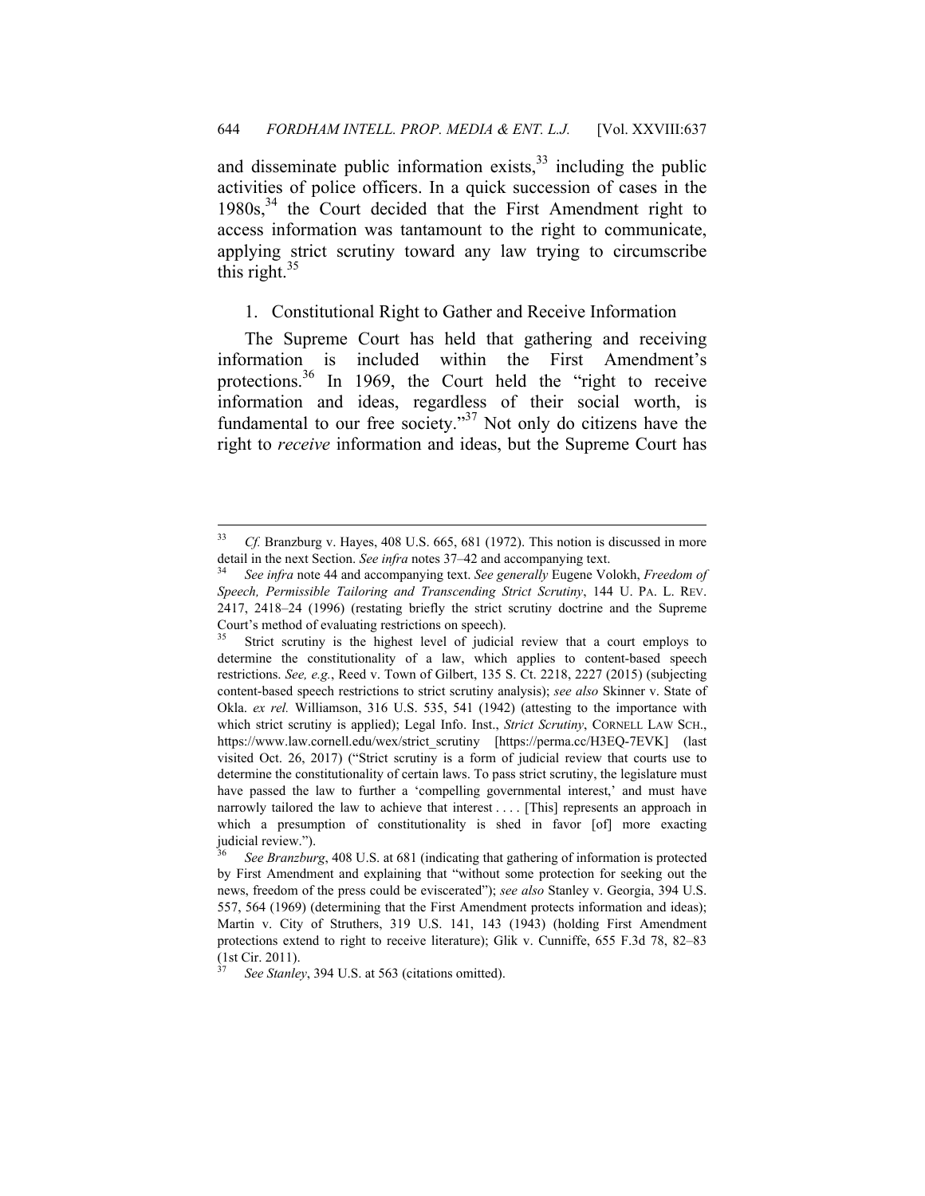and disseminate public information exists,[33] including the public activities of police officers. In a quick succession of cases in the 1980s,[34] the Court decided that the First Amendment right to access information was tantamount to the right to communicate, applying strict scrutiny toward any law trying to circumscribe this right.[35]

### 1. Constitutional Right to Gather and Receive Information

The Supreme Court has held that gathering and receiving information is included within the First Amendment's protections.[36] In 1969, the Court held the "right to receive information and ideas, regardless of their social worth, is fundamental to our free society."[37] Not only do citizens have the right to *receive* information and ideas, but the Supreme Court has

---

[33] *Cf.* Branzburg v. Hayes, 408 U.S. 665, 681 (1972). This notion is discussed in more detail in the next Section. *See infra* notes 37–42 and accompanying text.

[34] *See infra* note 44 and accompanying text. *See generally* Eugene Volokh, *Freedom of Speech, Permissible Tailoring and Transcending Strict Scrutiny*, 144 U. PA. L. REV. 2417, 2418–24 (1996) (restating briefly the strict scrutiny doctrine and the Supreme Court's method of evaluating restrictions on speech).

[35] Strict scrutiny is the highest level of judicial review that a court employs to determine the constitutionality of a law, which applies to content-based speech restrictions. *See, e.g.*, Reed v. Town of Gilbert, 135 S. Ct. 2218, 2227 (2015) (subjecting content-based speech restrictions to strict scrutiny analysis); *see also* Skinner v. State of Okla. *ex rel.* Williamson, 316 U.S. 535, 541 (1942) (attesting to the importance with which strict scrutiny is applied); Legal Info. Inst., *Strict Scrutiny*, CORNELL LAW SCH., https://www.law.cornell.edu/wex/strict_scrutiny [https://perma.cc/H3EQ-7EVK] (last visited Oct. 26, 2017) ("Strict scrutiny is a form of judicial review that courts use to determine the constitutionality of certain laws. To pass strict scrutiny, the legislature must have passed the law to further a 'compelling governmental interest,' and must have narrowly tailored the law to achieve that interest . . . . [This] represents an approach in which a presumption of constitutionality is shed in favor [of] more exacting judicial review.").

[36] *See Branzburg*, 408 U.S. at 681 (indicating that gathering of information is protected by First Amendment and explaining that "without some protection for seeking out the news, freedom of the press could be eviscerated"); *see also* Stanley v. Georgia, 394 U.S. 557, 564 (1969) (determining that the First Amendment protects information and ideas); Martin v. City of Struthers, 319 U.S. 141, 143 (1943) (holding First Amendment protections extend to right to receive literature); Glik v. Cunniffe, 655 F.3d 78, 82–83 (1st Cir. 2011).

[37] *See Stanley*, 394 U.S. at 563 (citations omitted).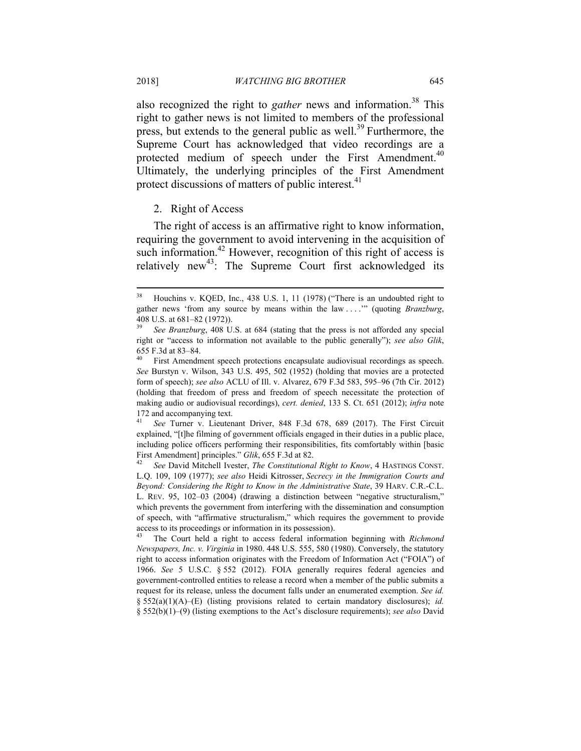also recognized the right to *gather* news and information.[38] This right to gather news is not limited to members of the professional press, but extends to the general public as well.[39] Furthermore, the Supreme Court has acknowledged that video recordings are a protected medium of speech under the First Amendment.[40] Ultimately, the underlying principles of the First Amendment protect discussions of matters of public interest.[41]

2. Right of Access

The right of access is an affirmative right to know information, requiring the government to avoid intervening in the acquisition of such information.[42] However, recognition of this right of access is relatively new[43]: The Supreme Court first acknowledged its

---

[38] Houchins v. KQED, Inc., 438 U.S. 1, 11 (1978) ("There is an undoubted right to gather news 'from any source by means within the law . . . .'" (quoting *Branzburg*, 408 U.S. at 681–82 (1972)).

[39] *See Branzburg*, 408 U.S. at 684 (stating that the press is not afforded any special right or "access to information not available to the public generally"); *see also Glik*, 655 F.3d at 83–84.

[40] First Amendment speech protections encapsulate audiovisual recordings as speech. *See* Burstyn v. Wilson, 343 U.S. 495, 502 (1952) (holding that movies are a protected form of speech); *see also* ACLU of Ill. v. Alvarez, 679 F.3d 583, 595–96 (7th Cir. 2012) (holding that freedom of press and freedom of speech necessitate the protection of making audio or audiovisual recordings), *cert. denied*, 133 S. Ct. 651 (2012); *infra* note 172 and accompanying text.

[41] *See* Turner v. Lieutenant Driver, 848 F.3d 678, 689 (2017). The First Circuit explained, "[t]he filming of government officials engaged in their duties in a public place, including police officers performing their responsibilities, fits comfortably within [basic First Amendment] principles." *Glik*, 655 F.3d at 82.

[42] *See* David Mitchell Ivester, *The Constitutional Right to Know*, 4 HASTINGS CONST. L.Q. 109, 109 (1977); *see also* Heidi Kitrosser, *Secrecy in the Immigration Courts and Beyond: Considering the Right to Know in the Administrative State*, 39 HARV. C.R.-C.L. L. REV. 95, 102–03 (2004) (drawing a distinction between "negative structuralism," which prevents the government from interfering with the dissemination and consumption of speech, with "affirmative structuralism," which requires the government to provide access to its proceedings or information in its possession).

[43] The Court held a right to access federal information beginning with *Richmond Newspapers, Inc. v. Virginia* in 1980. 448 U.S. 555, 580 (1980). Conversely, the statutory right to access information originates with the Freedom of Information Act ("FOIA") of 1966. *See* 5 U.S.C. § 552 (2012). FOIA generally requires federal agencies and government-controlled entities to release a record when a member of the public submits a request for its release, unless the document falls under an enumerated exemption. *See id.* § 552(a)(1)(A)–(E) (listing provisions related to certain mandatory disclosures); *id.* § 552(b)(1)–(9) (listing exemptions to the Act's disclosure requirements); *see also* David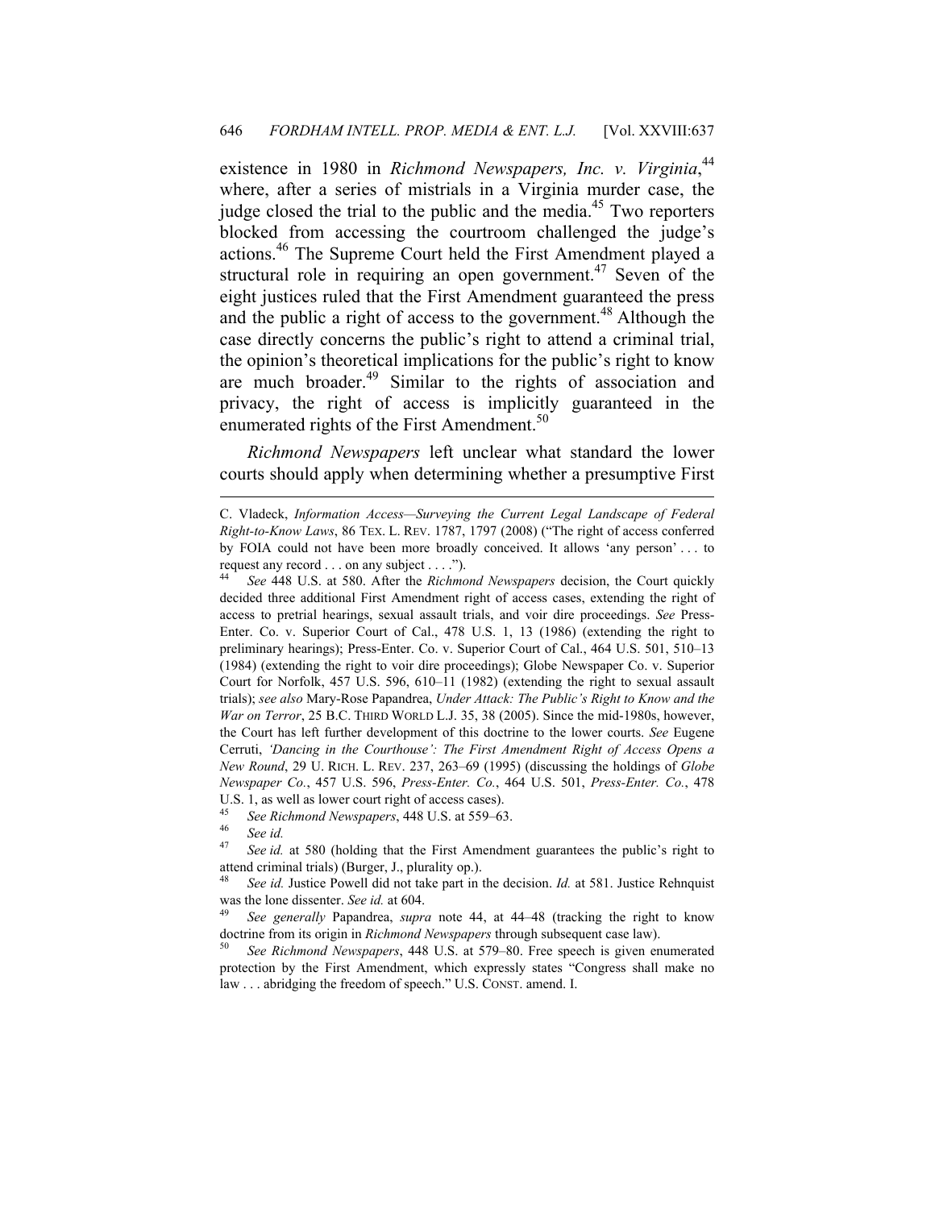existence in 1980 in *Richmond Newspapers, Inc. v. Virginia*,[44] where, after a series of mistrials in a Virginia murder case, the judge closed the trial to the public and the media.[45] Two reporters blocked from accessing the courtroom challenged the judge's actions.[46] The Supreme Court held the First Amendment played a structural role in requiring an open government.[47] Seven of the eight justices ruled that the First Amendment guaranteed the press and the public a right of access to the government.[48] Although the case directly concerns the public's right to attend a criminal trial, the opinion's theoretical implications for the public's right to know are much broader.[49] Similar to the rights of association and privacy, the right of access is implicitly guaranteed in the enumerated rights of the First Amendment.[50]

*Richmond Newspapers* left unclear what standard the lower courts should apply when determining whether a presumptive First

---

C. Vladeck, *Information Access—Surveying the Current Legal Landscape of Federal Right-to-Know Laws*, 86 TEX. L. REV. 1787, 1797 (2008) ("The right of access conferred by FOIA could not have been more broadly conceived. It allows 'any person' . . . to request any record . . . on any subject . . . .").

[44] *See* 448 U.S. at 580. After the *Richmond Newspapers* decision, the Court quickly decided three additional First Amendment right of access cases, extending the right of access to pretrial hearings, sexual assault trials, and voir dire proceedings. *See* Press-Enter. Co. v. Superior Court of Cal., 478 U.S. 1, 13 (1986) (extending the right to preliminary hearings); Press-Enter. Co. v. Superior Court of Cal., 464 U.S. 501, 510–13 (1984) (extending the right to voir dire proceedings); Globe Newspaper Co. v. Superior Court for Norfolk, 457 U.S. 596, 610–11 (1982) (extending the right to sexual assault trials); *see also* Mary-Rose Papandrea, *Under Attack: The Public's Right to Know and the War on Terror*, 25 B.C. THIRD WORLD L.J. 35, 38 (2005). Since the mid-1980s, however, the Court has left further development of this doctrine to the lower courts. *See* Eugene Cerruti, *'Dancing in the Courthouse': The First Amendment Right of Access Opens a New Round*, 29 U. RICH. L. REV. 237, 263–69 (1995) (discussing the holdings of *Globe Newspaper Co.*, 457 U.S. 596, *Press-Enter. Co.*, 464 U.S. 501, *Press-Enter. Co.*, 478 U.S. 1, as well as lower court right of access cases).

[45] *See Richmond Newspapers*, 448 U.S. at 559–63.

[46] *See id.*

[47] *See id.* at 580 (holding that the First Amendment guarantees the public's right to attend criminal trials) (Burger, J., plurality op.).

[48] *See id.* Justice Powell did not take part in the decision. *Id.* at 581. Justice Rehnquist was the lone dissenter. *See id.* at 604.

[49] *See generally* Papandrea, *supra* note 44, at 44–48 (tracking the right to know doctrine from its origin in *Richmond Newspapers* through subsequent case law).

[50] *See Richmond Newspapers*, 448 U.S. at 579–80. Free speech is given enumerated protection by the First Amendment, which expressly states "Congress shall make no law . . . abridging the freedom of speech." U.S. CONST. amend. I.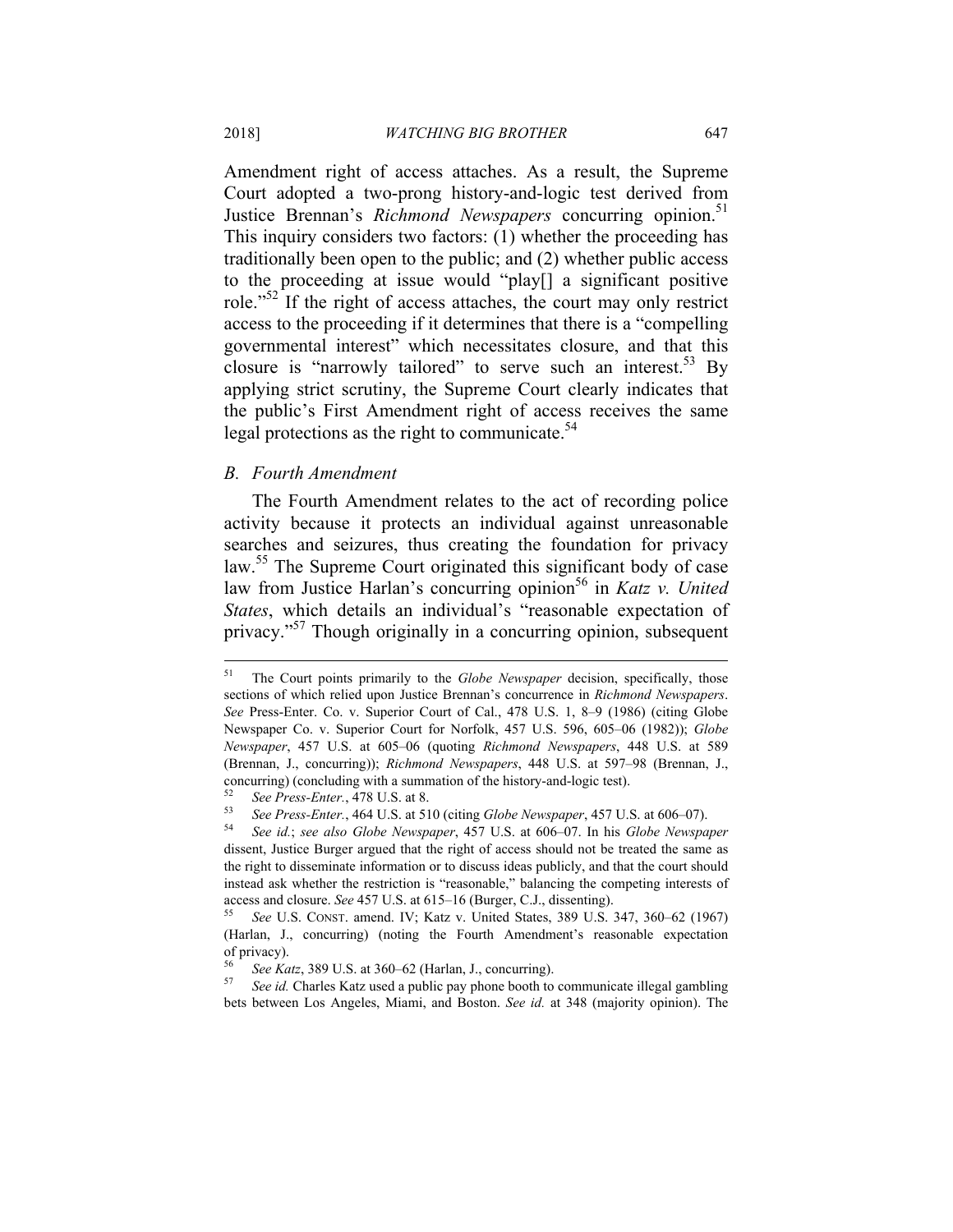Amendment right of access attaches. As a result, the Supreme Court adopted a two-prong history-and-logic test derived from Justice Brennan's *Richmond Newspapers* concurring opinion.[51] This inquiry considers two factors: (1) whether the proceeding has traditionally been open to the public; and (2) whether public access to the proceeding at issue would "play[] a significant positive role."[52] If the right of access attaches, the court may only restrict access to the proceeding if it determines that there is a "compelling governmental interest" which necessitates closure, and that this closure is "narrowly tailored" to serve such an interest.[53] By applying strict scrutiny, the Supreme Court clearly indicates that the public's First Amendment right of access receives the same legal protections as the right to communicate.[54]

### *B. Fourth Amendment*

The Fourth Amendment relates to the act of recording police activity because it protects an individual against unreasonable searches and seizures, thus creating the foundation for privacy law.[55] The Supreme Court originated this significant body of case law from Justice Harlan's concurring opinion[56] in *Katz v. United States*, which details an individual's "reasonable expectation of privacy."[57] Though originally in a concurring opinion, subsequent

---

[51] The Court points primarily to the *Globe Newspaper* decision, specifically, those sections of which relied upon Justice Brennan's concurrence in *Richmond Newspapers*. *See* Press-Enter. Co. v. Superior Court of Cal., 478 U.S. 1, 8–9 (1986) (citing Globe Newspaper Co. v. Superior Court for Norfolk, 457 U.S. 596, 605–06 (1982)); *Globe Newspaper*, 457 U.S. at 605–06 (quoting *Richmond Newspapers*, 448 U.S. at 589 (Brennan, J., concurring)); *Richmond Newspapers*, 448 U.S. at 597–98 (Brennan, J., concurring) (concluding with a summation of the history-and-logic test).

[52] *See Press-Enter.*, 478 U.S. at 8.

[53] *See Press-Enter.*, 464 U.S. at 510 (citing *Globe Newspaper*, 457 U.S. at 606–07).

[54] *See id.*; *see also Globe Newspaper*, 457 U.S. at 606–07. In his *Globe Newspaper* dissent, Justice Burger argued that the right of access should not be treated the same as the right to disseminate information or to discuss ideas publicly, and that the court should instead ask whether the restriction is "reasonable," balancing the competing interests of access and closure. *See* 457 U.S. at 615–16 (Burger, C.J., dissenting).

[55] *See* U.S. CONST. amend. IV; Katz v. United States, 389 U.S. 347, 360–62 (1967) (Harlan, J., concurring) (noting the Fourth Amendment's reasonable expectation of privacy).

[56] *See Katz*, 389 U.S. at 360–62 (Harlan, J., concurring).

[57] *See id.* Charles Katz used a public pay phone booth to communicate illegal gambling bets between Los Angeles, Miami, and Boston. *See id.* at 348 (majority opinion). The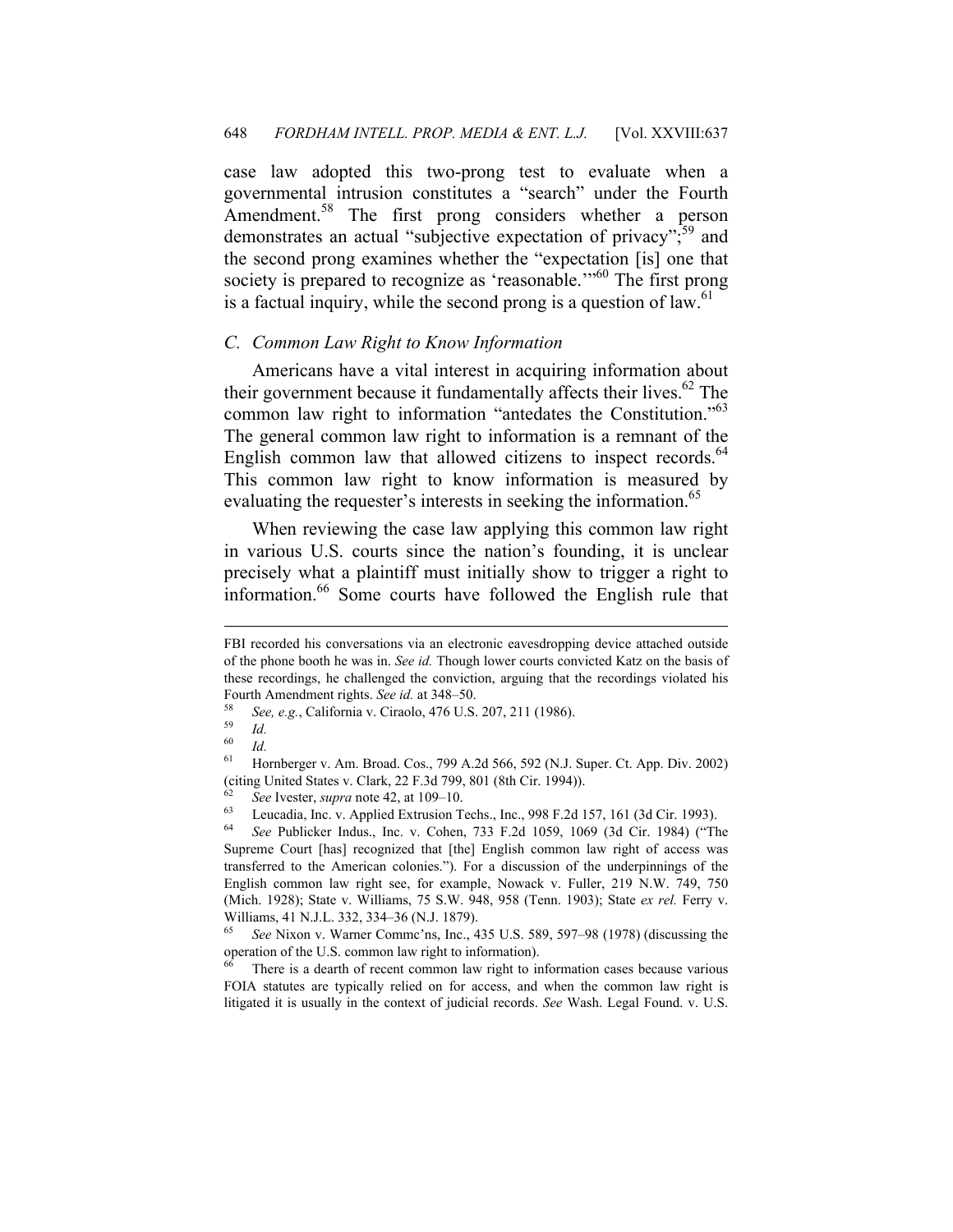case law adopted this two-prong test to evaluate when a governmental intrusion constitutes a "search" under the Fourth Amendment.[58] The first prong considers whether a person demonstrates an actual "subjective expectation of privacy";[59] and the second prong examines whether the "expectation [is] one that society is prepared to recognize as 'reasonable.'"[60] The first prong is a factual inquiry, while the second prong is a question of law.[61]

### *C. Common Law Right to Know Information*

Americans have a vital interest in acquiring information about their government because it fundamentally affects their lives.[62] The common law right to information "antedates the Constitution."[63] The general common law right to information is a remnant of the English common law that allowed citizens to inspect records.[64] This common law right to know information is measured by evaluating the requester's interests in seeking the information.[65]

When reviewing the case law applying this common law right in various U.S. courts since the nation's founding, it is unclear precisely what a plaintiff must initially show to trigger a right to information.[66] Some courts have followed the English rule that

---

FBI recorded his conversations via an electronic eavesdropping device attached outside of the phone booth he was in. *See id.* Though lower courts convicted Katz on the basis of these recordings, he challenged the conviction, arguing that the recordings violated his Fourth Amendment rights. *See id.* at 348–50.

[58] *See, e.g.*, California v. Ciraolo, 476 U.S. 207, 211 (1986).

[59] *Id.*

[60] *Id.*

[61] Hornberger v. Am. Broad. Cos., 799 A.2d 566, 592 (N.J. Super. Ct. App. Div. 2002) (citing United States v. Clark, 22 F.3d 799, 801 (8th Cir. 1994)).

[62] *See* Ivester, *supra* note 42, at 109–10.

[63] Leucadia, Inc. v. Applied Extrusion Techs., Inc., 998 F.2d 157, 161 (3d Cir. 1993).

[64] *See* Publicker Indus., Inc. v. Cohen, 733 F.2d 1059, 1069 (3d Cir. 1984) ("The Supreme Court [has] recognized that [the] English common law right of access was transferred to the American colonies."). For a discussion of the underpinnings of the English common law right see, for example, Nowack v. Fuller, 219 N.W. 749, 750 (Mich. 1928); State v. Williams, 75 S.W. 948, 958 (Tenn. 1903); State *ex rel.* Ferry v. Williams, 41 N.J.L. 332, 334–36 (N.J. 1879).

[65] *See* Nixon v. Warner Commc'ns, Inc., 435 U.S. 589, 597–98 (1978) (discussing the operation of the U.S. common law right to information).

[66] There is a dearth of recent common law right to information cases because various FOIA statutes are typically relied on for access, and when the common law right is litigated it is usually in the context of judicial records. *See* Wash. Legal Found. v. U.S.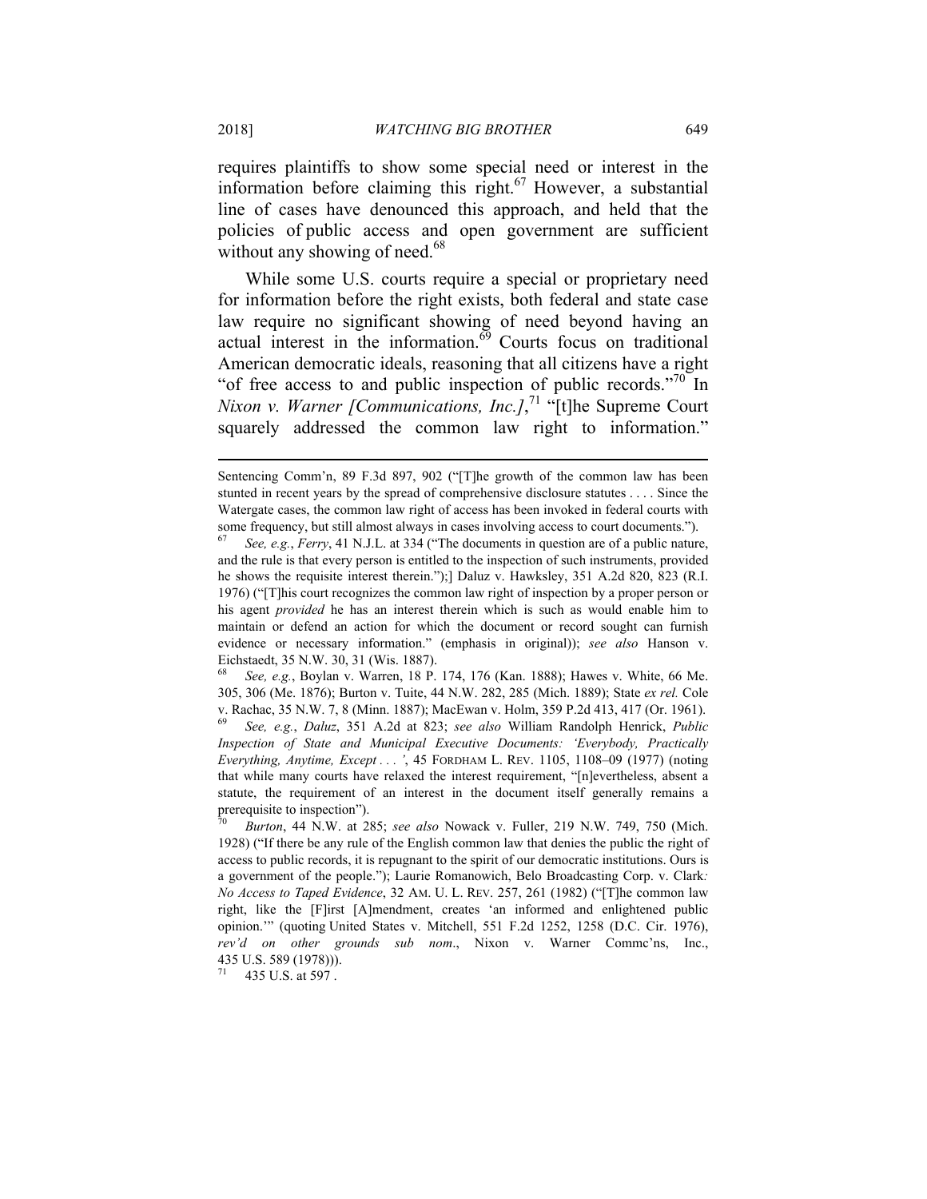requires plaintiffs to show some special need or interest in the information before claiming this right.[67] However, a substantial line of cases have denounced this approach, and held that the policies of public access and open government are sufficient without any showing of need.[68]

While some U.S. courts require a special or proprietary need for information before the right exists, both federal and state case law require no significant showing of need beyond having an actual interest in the information.[69] Courts focus on traditional American democratic ideals, reasoning that all citizens have a right "of free access to and public inspection of public records."[70] In *Nixon v. Warner [Communications, Inc.]*,[71] "[t]he Supreme Court squarely addressed the common law right to information."

---

Sentencing Comm'n, 89 F.3d 897, 902 ("[T]he growth of the common law has been stunted in recent years by the spread of comprehensive disclosure statutes . . . . Since the Watergate cases, the common law right of access has been invoked in federal courts with some frequency, but still almost always in cases involving access to court documents.").

[67] *See, e.g.*, *Ferry*, 41 N.J.L. at 334 ("The documents in question are of a public nature, and the rule is that every person is entitled to the inspection of such instruments, provided he shows the requisite interest therein.");] Daluz v. Hawksley, 351 A.2d 820, 823 (R.I. 1976) ("[T]his court recognizes the common law right of inspection by a proper person or his agent *provided* he has an interest therein which is such as would enable him to maintain or defend an action for which the document or record sought can furnish evidence or necessary information." (emphasis in original)); *see also* Hanson v. Eichstaedt, 35 N.W. 30, 31 (Wis. 1887).

[68] *See, e.g.*, Boylan v. Warren, 18 P. 174, 176 (Kan. 1888); Hawes v. White, 66 Me. 305, 306 (Me. 1876); Burton v. Tuite, 44 N.W. 282, 285 (Mich. 1889); State *ex rel.* Cole v. Rachac, 35 N.W. 7, 8 (Minn. 1887); MacEwan v. Holm, 359 P.2d 413, 417 (Or. 1961).

[69] *See, e.g.*, *Daluz*, 351 A.2d at 823; *see also* William Randolph Henrick, *Public Inspection of State and Municipal Executive Documents: 'Everybody, Practically Everything, Anytime, Except . . . '*, 45 FORDHAM L. REV. 1105, 1108–09 (1977) (noting that while many courts have relaxed the interest requirement, "[n]evertheless, absent a statute, the requirement of an interest in the document itself generally remains a prerequisite to inspection").

[70] *Burton*, 44 N.W. at 285; *see also* Nowack v. Fuller, 219 N.W. 749, 750 (Mich. 1928) ("If there be any rule of the English common law that denies the public the right of access to public records, it is repugnant to the spirit of our democratic institutions. Ours is a government of the people."); Laurie Romanowich, Belo Broadcasting Corp. v. Clark*: No Access to Taped Evidence*, 32 AM. U. L. REV. 257, 261 (1982) ("[T]he common law right, like the [F]irst [A]mendment, creates 'an informed and enlightened public opinion.'" (quoting United States v. Mitchell, 551 F.2d 1252, 1258 (D.C. Cir. 1976), *rev'd on other grounds sub nom*., Nixon v. Warner Commc'ns, Inc., 435 U.S. 589 (1978))).

[71] 435 U.S. at 597 .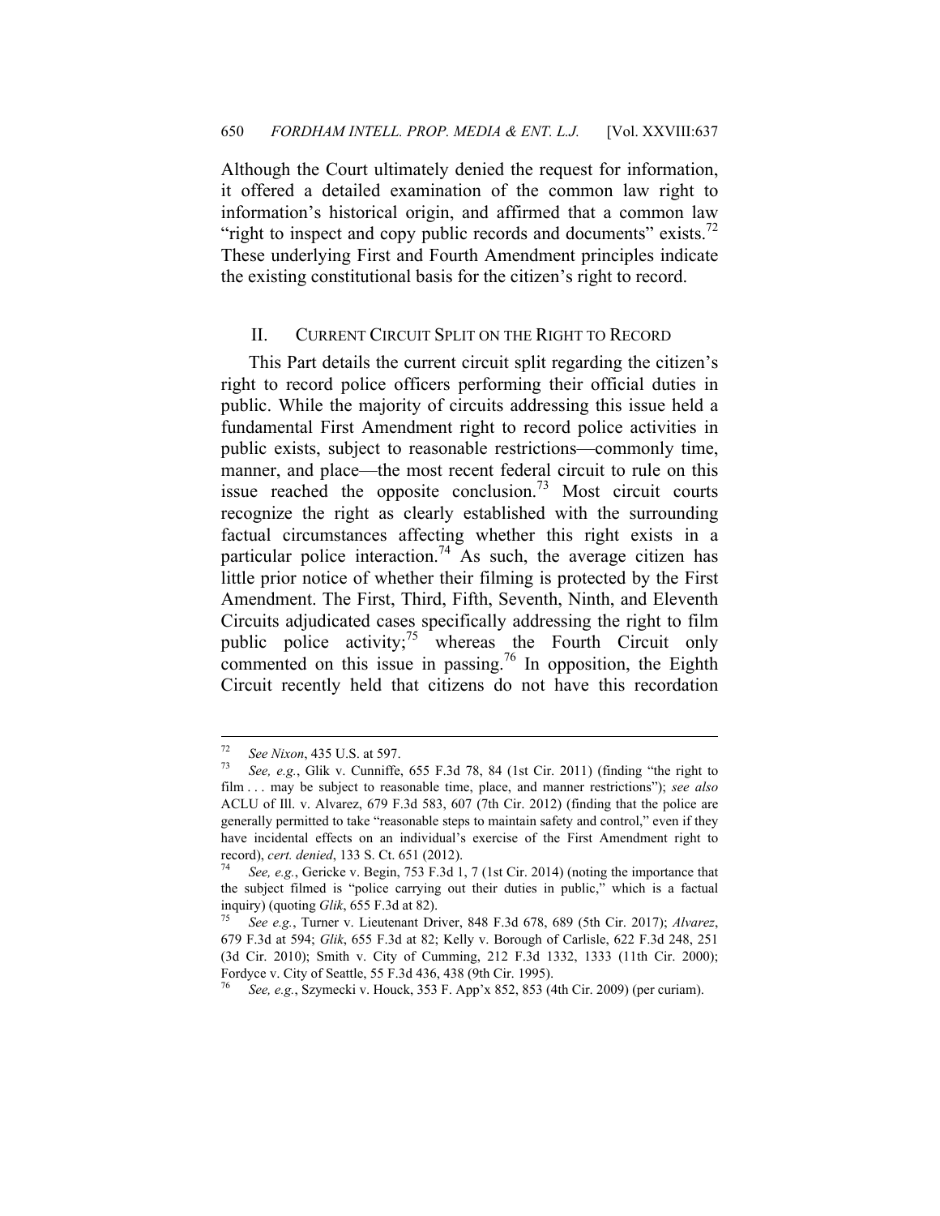Although the Court ultimately denied the request for information, it offered a detailed examination of the common law right to information's historical origin, and affirmed that a common law "right to inspect and copy public records and documents" exists.[72] These underlying First and Fourth Amendment principles indicate the existing constitutional basis for the citizen's right to record.

## II. CURRENT CIRCUIT SPLIT ON THE RIGHT TO RECORD

This Part details the current circuit split regarding the citizen's right to record police officers performing their official duties in public. While the majority of circuits addressing this issue held a fundamental First Amendment right to record police activities in public exists, subject to reasonable restrictions—commonly time, manner, and place—the most recent federal circuit to rule on this issue reached the opposite conclusion.[73] Most circuit courts recognize the right as clearly established with the surrounding factual circumstances affecting whether this right exists in a particular police interaction.[74] As such, the average citizen has little prior notice of whether their filming is protected by the First Amendment. The First, Third, Fifth, Seventh, Ninth, and Eleventh Circuits adjudicated cases specifically addressing the right to film public police activity;[75] whereas the Fourth Circuit only commented on this issue in passing.[76] In opposition, the Eighth Circuit recently held that citizens do not have this recordation

---

[72] *See Nixon*, 435 U.S. at 597.

[73] *See, e.g.*, Glik v. Cunniffe, 655 F.3d 78, 84 (1st Cir. 2011) (finding "the right to film . . . may be subject to reasonable time, place, and manner restrictions"); *see also* ACLU of Ill. v. Alvarez, 679 F.3d 583, 607 (7th Cir. 2012) (finding that the police are generally permitted to take "reasonable steps to maintain safety and control," even if they have incidental effects on an individual's exercise of the First Amendment right to record), *cert. denied*, 133 S. Ct. 651 (2012).

[74] *See, e.g.*, Gericke v. Begin, 753 F.3d 1, 7 (1st Cir. 2014) (noting the importance that the subject filmed is "police carrying out their duties in public," which is a factual inquiry) (quoting *Glik*, 655 F.3d at 82).

[75] *See e.g.*, Turner v. Lieutenant Driver, 848 F.3d 678, 689 (5th Cir. 2017); *Alvarez*, 679 F.3d at 594; *Glik*, 655 F.3d at 82; Kelly v. Borough of Carlisle, 622 F.3d 248, 251 (3d Cir. 2010); Smith v. City of Cumming, 212 F.3d 1332, 1333 (11th Cir. 2000); Fordyce v. City of Seattle, 55 F.3d 436, 438 (9th Cir. 1995).

[76] *See, e.g.*, Szymecki v. Houck, 353 F. App'x 852, 853 (4th Cir. 2009) (per curiam).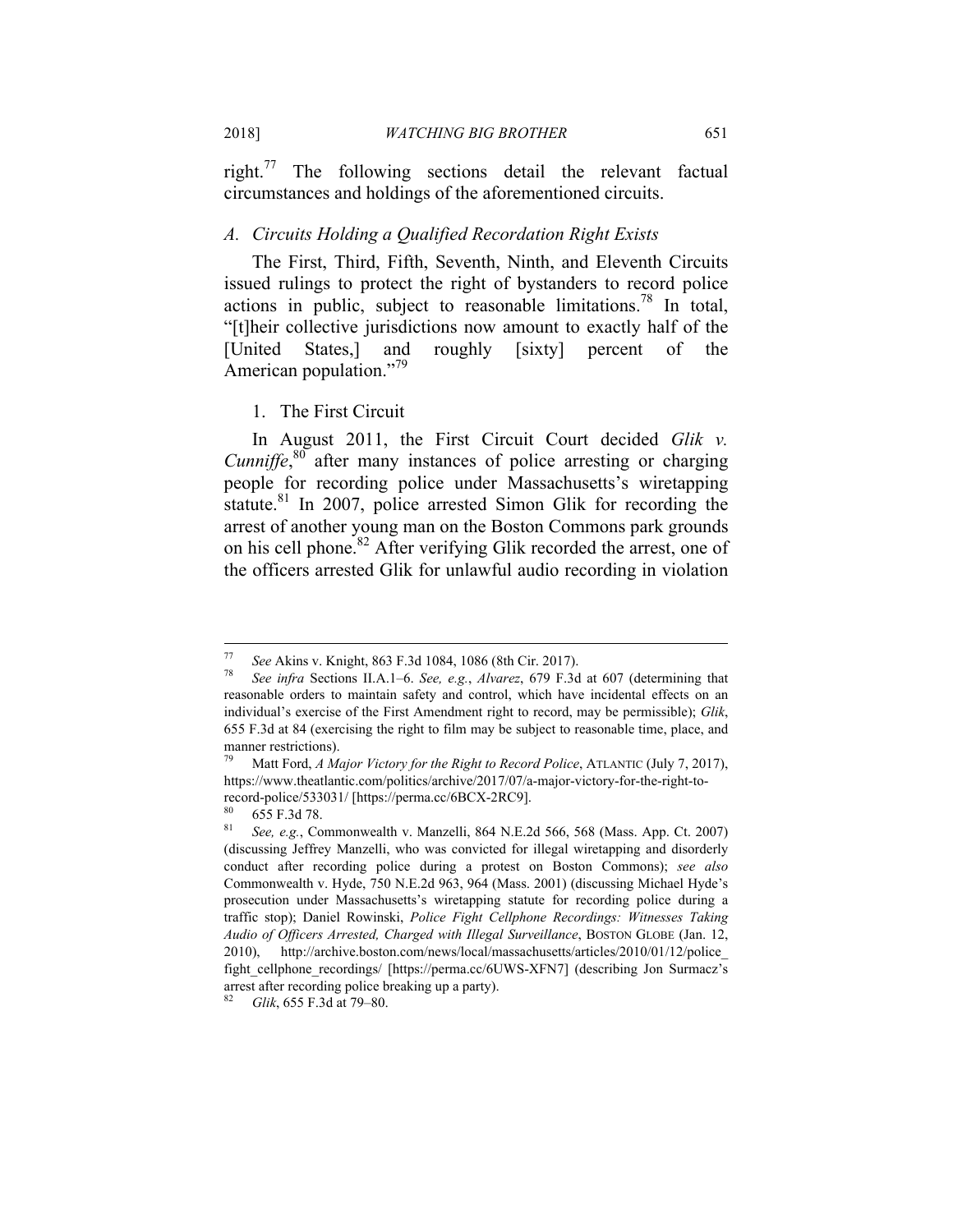right.[77] The following sections detail the relevant factual circumstances and holdings of the aforementioned circuits.

### *A. Circuits Holding a Qualified Recordation Right Exists*

The First, Third, Fifth, Seventh, Ninth, and Eleventh Circuits issued rulings to protect the right of bystanders to record police actions in public, subject to reasonable limitations.[78] In total, "[t]heir collective jurisdictions now amount to exactly half of the [United States,] and roughly [sixty] percent of the American population."[79]

#### 1. The First Circuit

In August 2011, the First Circuit Court decided *Glik v. Cunniffe*,[80] after many instances of police arresting or charging people for recording police under Massachusetts's wiretapping statute.[81] In 2007, police arrested Simon Glik for recording the arrest of another young man on the Boston Commons park grounds on his cell phone.[82] After verifying Glik recorded the arrest, one of the officers arrested Glik for unlawful audio recording in violation

---

[77] *See* Akins v. Knight, 863 F.3d 1084, 1086 (8th Cir. 2017).

[78] *See infra* Sections II.A.1–6. *See, e.g.*, *Alvarez*, 679 F.3d at 607 (determining that reasonable orders to maintain safety and control, which have incidental effects on an individual's exercise of the First Amendment right to record, may be permissible); *Glik*, 655 F.3d at 84 (exercising the right to film may be subject to reasonable time, place, and manner restrictions).

[79] Matt Ford, *A Major Victory for the Right to Record Police*, ATLANTIC (July 7, 2017), https://www.theatlantic.com/politics/archive/2017/07/a-major-victory-for-the-right-to-record-police/533031/ [https://perma.cc/6BCX-2RC9].

[80] 655 F.3d 78.

[81] *See, e.g.*, Commonwealth v. Manzelli, 864 N.E.2d 566, 568 (Mass. App. Ct. 2007) (discussing Jeffrey Manzelli, who was convicted for illegal wiretapping and disorderly conduct after recording police during a protest on Boston Commons); *see also* Commonwealth v. Hyde, 750 N.E.2d 963, 964 (Mass. 2001) (discussing Michael Hyde's prosecution under Massachusetts's wiretapping statute for recording police during a traffic stop); Daniel Rowinski, *Police Fight Cellphone Recordings: Witnesses Taking Audio of Officers Arrested, Charged with Illegal Surveillance*, BOSTON GLOBE (Jan. 12, 2010), http://archive.boston.com/news/local/massachusetts/articles/2010/01/12/police_fight_cellphone_recordings/ [https://perma.cc/6UWS-XFN7] (describing Jon Surmacz's arrest after recording police breaking up a party).

[82] *Glik*, 655 F.3d at 79–80.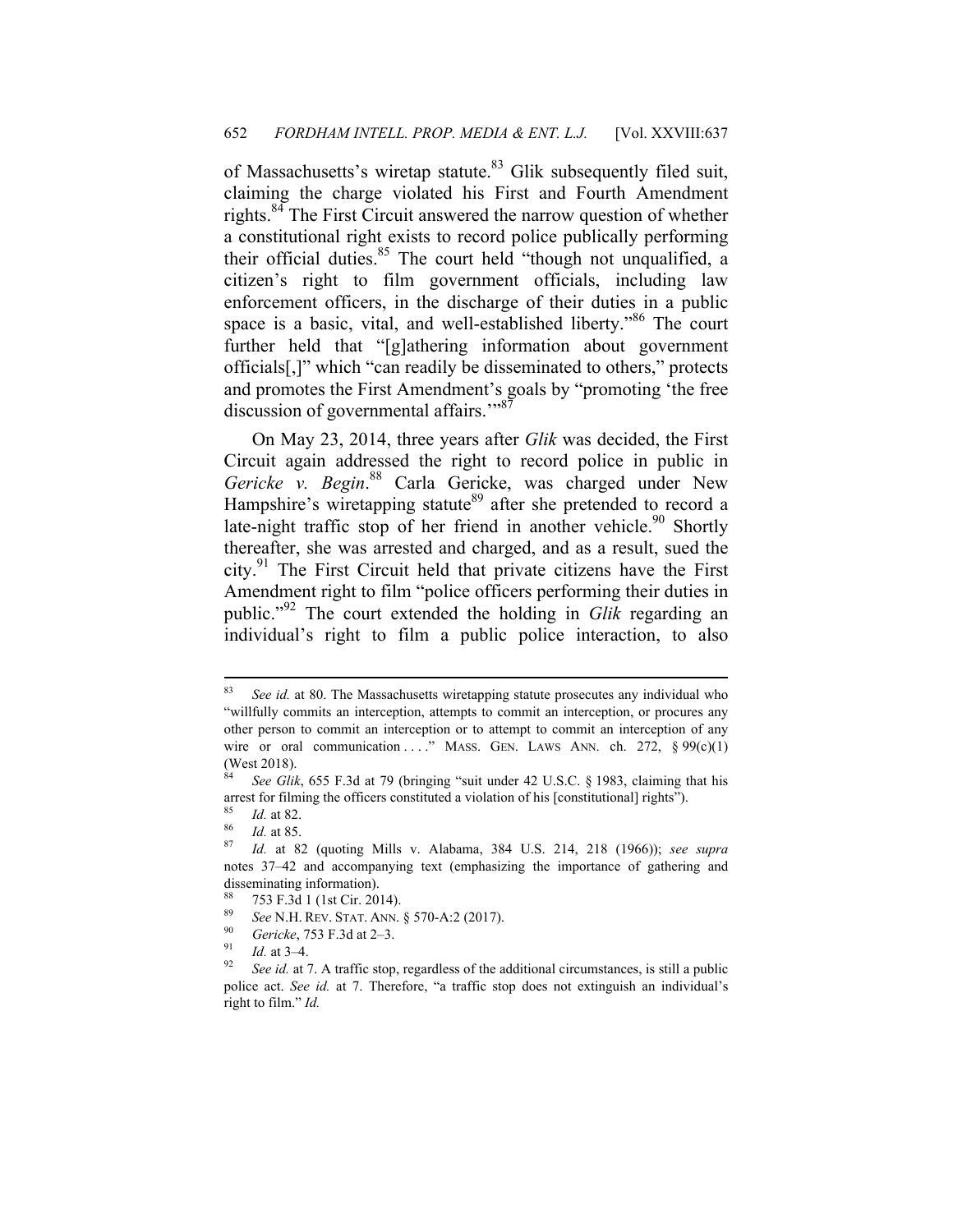of Massachusetts's wiretap statute.[83] Glik subsequently filed suit, claiming the charge violated his First and Fourth Amendment rights.[84] The First Circuit answered the narrow question of whether a constitutional right exists to record police publically performing their official duties.[85] The court held "though not unqualified, a citizen's right to film government officials, including law enforcement officers, in the discharge of their duties in a public space is a basic, vital, and well-established liberty."[86] The court further held that "[g]athering information about government officials[,]" which "can readily be disseminated to others," protects and promotes the First Amendment's goals by "promoting 'the free discussion of governmental affairs.'"[87]

On May 23, 2014, three years after *Glik* was decided, the First Circuit again addressed the right to record police in public in *Gericke v. Begin*.[88] Carla Gericke, was charged under New Hampshire's wiretapping statute[89] after she pretended to record a late-night traffic stop of her friend in another vehicle.[90] Shortly thereafter, she was arrested and charged, and as a result, sued the city.[91] The First Circuit held that private citizens have the First Amendment right to film "police officers performing their duties in public."[92] The court extended the holding in *Glik* regarding an individual's right to film a public police interaction, to also

---

[83] *See id.* at 80. The Massachusetts wiretapping statute prosecutes any individual who "willfully commits an interception, attempts to commit an interception, or procures any other person to commit an interception or to attempt to commit an interception of any wire or oral communication . . . ." MASS. GEN. LAWS ANN. ch. 272, § 99(c)(1) (West 2018).

[84] *See Glik*, 655 F.3d at 79 (bringing "suit under 42 U.S.C. § 1983, claiming that his arrest for filming the officers constituted a violation of his [constitutional] rights").

[85] *Id.* at 82.

[86] *Id.* at 85.

[87] *Id.* at 82 (quoting Mills v. Alabama, 384 U.S. 214, 218 (1966)); *see supra* notes 37–42 and accompanying text (emphasizing the importance of gathering and disseminating information).

[88] 753 F.3d 1 (1st Cir. 2014).

[89] *See* N.H. REV. STAT. ANN. § 570-A:2 (2017).

[90] *Gericke*, 753 F.3d at 2–3.

[91] *Id.* at 3–4.

[92] *See id.* at 7. A traffic stop, regardless of the additional circumstances, is still a public police act. *See id.* at 7. Therefore, "a traffic stop does not extinguish an individual's right to film." *Id.*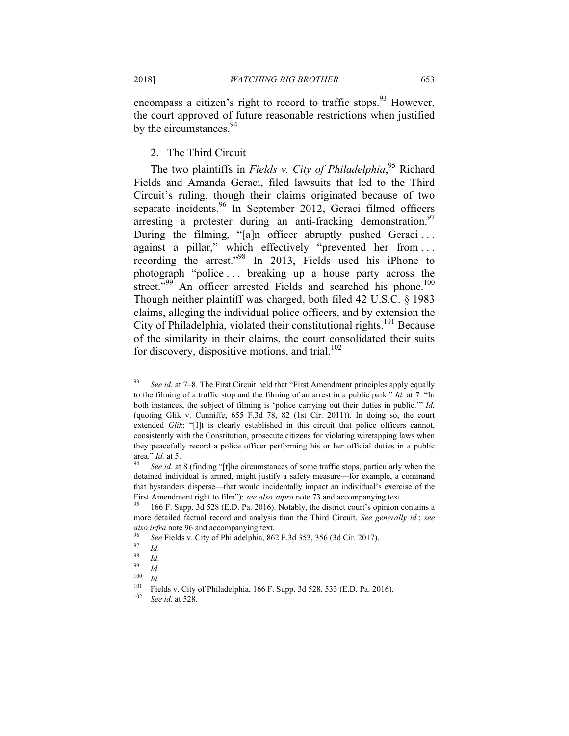encompass a citizen's right to record to traffic stops.[93] However, the court approved of future reasonable restrictions when justified by the circumstances.[94]

### 2. The Third Circuit

The two plaintiffs in *Fields v. City of Philadelphia*,[95] Richard Fields and Amanda Geraci, filed lawsuits that led to the Third Circuit's ruling, though their claims originated because of two separate incidents.[96] In September 2012, Geraci filmed officers arresting a protester during an anti-fracking demonstration.[97] During the filming, "[a]n officer abruptly pushed Geraci . . . against a pillar," which effectively "prevented her from . . . recording the arrest."[98] In 2013, Fields used his iPhone to photograph "police . . . breaking up a house party across the street."[99] An officer arrested Fields and searched his phone.[100] Though neither plaintiff was charged, both filed 42 U.S.C. § 1983 claims, alleging the individual police officers, and by extension the City of Philadelphia, violated their constitutional rights.[101] Because of the similarity in their claims, the court consolidated their suits for discovery, dispositive motions, and trial.[102]

---

[93] *See id.* at 7–8. The First Circuit held that "First Amendment principles apply equally to the filming of a traffic stop and the filming of an arrest in a public park." *Id.* at 7. "In both instances, the subject of filming is 'police carrying out their duties in public.'" *Id.* (quoting Glik v. Cunniffe, 655 F.3d 78, 82 (1st Cir. 2011)). In doing so, the court extended *Glik*: "[I]t is clearly established in this circuit that police officers cannot, consistently with the Constitution, prosecute citizens for violating wiretapping laws when they peacefully record a police officer performing his or her official duties in a public area." *Id.* at 5.

[94] *See id.* at 8 (finding "[t]he circumstances of some traffic stops, particularly when the detained individual is armed, might justify a safety measure—for example, a command that bystanders disperse—that would incidentally impact an individual's exercise of the First Amendment right to film"); *see also supra* note 73 and accompanying text.

[95] 166 F. Supp. 3d 528 (E.D. Pa. 2016). Notably, the district court's opinion contains a more detailed factual record and analysis than the Third Circuit. *See generally id.*; *see also infra* note 96 and accompanying text.

[96] *See* Fields v. City of Philadelphia, 862 F.3d 353, 356 (3d Cir. 2017).

[97] *Id.*

[98] *Id.*

[99] *Id.*

[100] *Id.*

[101] Fields v. City of Philadelphia, 166 F. Supp. 3d 528, 533 (E.D. Pa. 2016).

[102] *See id.* at 528.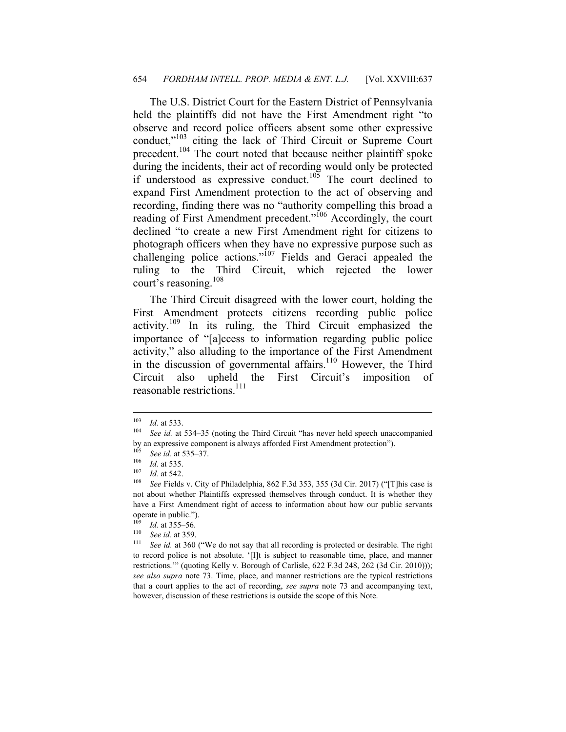The U.S. District Court for the Eastern District of Pennsylvania held the plaintiffs did not have the First Amendment right "to observe and record police officers absent some other expressive conduct,"[103] citing the lack of Third Circuit or Supreme Court precedent.[104] The court noted that because neither plaintiff spoke during the incidents, their act of recording would only be protected if understood as expressive conduct.[105] The court declined to expand First Amendment protection to the act of observing and recording, finding there was no "authority compelling this broad a reading of First Amendment precedent."[106] Accordingly, the court declined "to create a new First Amendment right for citizens to photograph officers when they have no expressive purpose such as challenging police actions."[107] Fields and Geraci appealed the ruling to the Third Circuit, which rejected the lower court's reasoning.[108]

The Third Circuit disagreed with the lower court, holding the First Amendment protects citizens recording public police activity.[109] In its ruling, the Third Circuit emphasized the importance of "[a]ccess to information regarding public police activity," also alluding to the importance of the First Amendment in the discussion of governmental affairs.[110] However, the Third Circuit also upheld the First Circuit's imposition of reasonable restrictions.[111]

---

[103] *Id.* at 533.

[104] *See id.* at 534–35 (noting the Third Circuit "has never held speech unaccompanied by an expressive component is always afforded First Amendment protection").

[105] *See id.* at 535–37.

[106] *Id.* at 535.

[107] *Id.* at 542.

[108] *See* Fields v. City of Philadelphia, 862 F.3d 353, 355 (3d Cir. 2017) ("[T]his case is not about whether Plaintiffs expressed themselves through conduct. It is whether they have a First Amendment right of access to information about how our public servants operate in public.").

[109] *Id.* at 355–56.

[110] *See id.* at 359.

[111] *See id.* at 360 ("We do not say that all recording is protected or desirable. The right to record police is not absolute. '[I]t is subject to reasonable time, place, and manner restrictions.'" (quoting Kelly v. Borough of Carlisle, 622 F.3d 248, 262 (3d Cir. 2010))); *see also supra* note 73. Time, place, and manner restrictions are the typical restrictions that a court applies to the act of recording, *see supra* note 73 and accompanying text, however, discussion of these restrictions is outside the scope of this Note.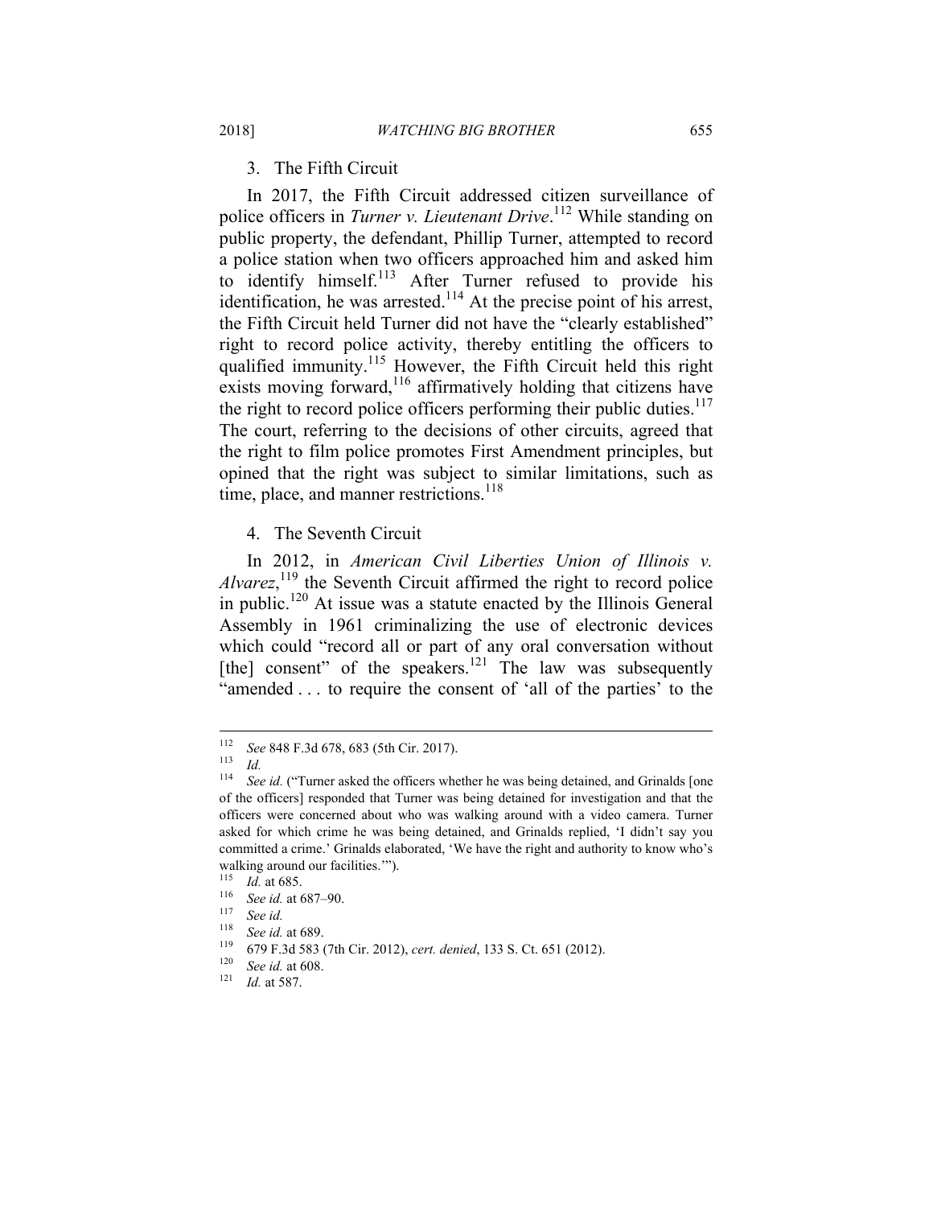### 3. The Fifth Circuit

In 2017, the Fifth Circuit addressed citizen surveillance of police officers in *Turner v. Lieutenant Drive*.[112] While standing on public property, the defendant, Phillip Turner, attempted to record a police station when two officers approached him and asked him to identify himself.[113] After Turner refused to provide his identification, he was arrested.[114] At the precise point of his arrest, the Fifth Circuit held Turner did not have the "clearly established" right to record police activity, thereby entitling the officers to qualified immunity.[115] However, the Fifth Circuit held this right exists moving forward,[116] affirmatively holding that citizens have the right to record police officers performing their public duties.[117] The court, referring to the decisions of other circuits, agreed that the right to film police promotes First Amendment principles, but opined that the right was subject to similar limitations, such as time, place, and manner restrictions.[118]

### 4. The Seventh Circuit

In 2012, in *American Civil Liberties Union of Illinois v. Alvarez*,[119] the Seventh Circuit affirmed the right to record police in public.[120] At issue was a statute enacted by the Illinois General Assembly in 1961 criminalizing the use of electronic devices which could "record all or part of any oral conversation without [the] consent" of the speakers.[121] The law was subsequently "amended . . . to require the consent of 'all of the parties' to the

---

[112] *See* 848 F.3d 678, 683 (5th Cir. 2017).

[113] *Id.*

[114] *See id.* ("Turner asked the officers whether he was being detained, and Grinalds [one of the officers] responded that Turner was being detained for investigation and that the officers were concerned about who was walking around with a video camera. Turner asked for which crime he was being detained, and Grinalds replied, 'I didn't say you committed a crime.' Grinalds elaborated, 'We have the right and authority to know who's walking around our facilities.'").

[115] *Id.* at 685.

[116] *See id.* at 687–90.

[117] *See id.*

[118] *See id.* at 689.

[119] 679 F.3d 583 (7th Cir. 2012), *cert. denied*, 133 S. Ct. 651 (2012).

[120] *See id.* at 608.

[121] *Id.* at 587.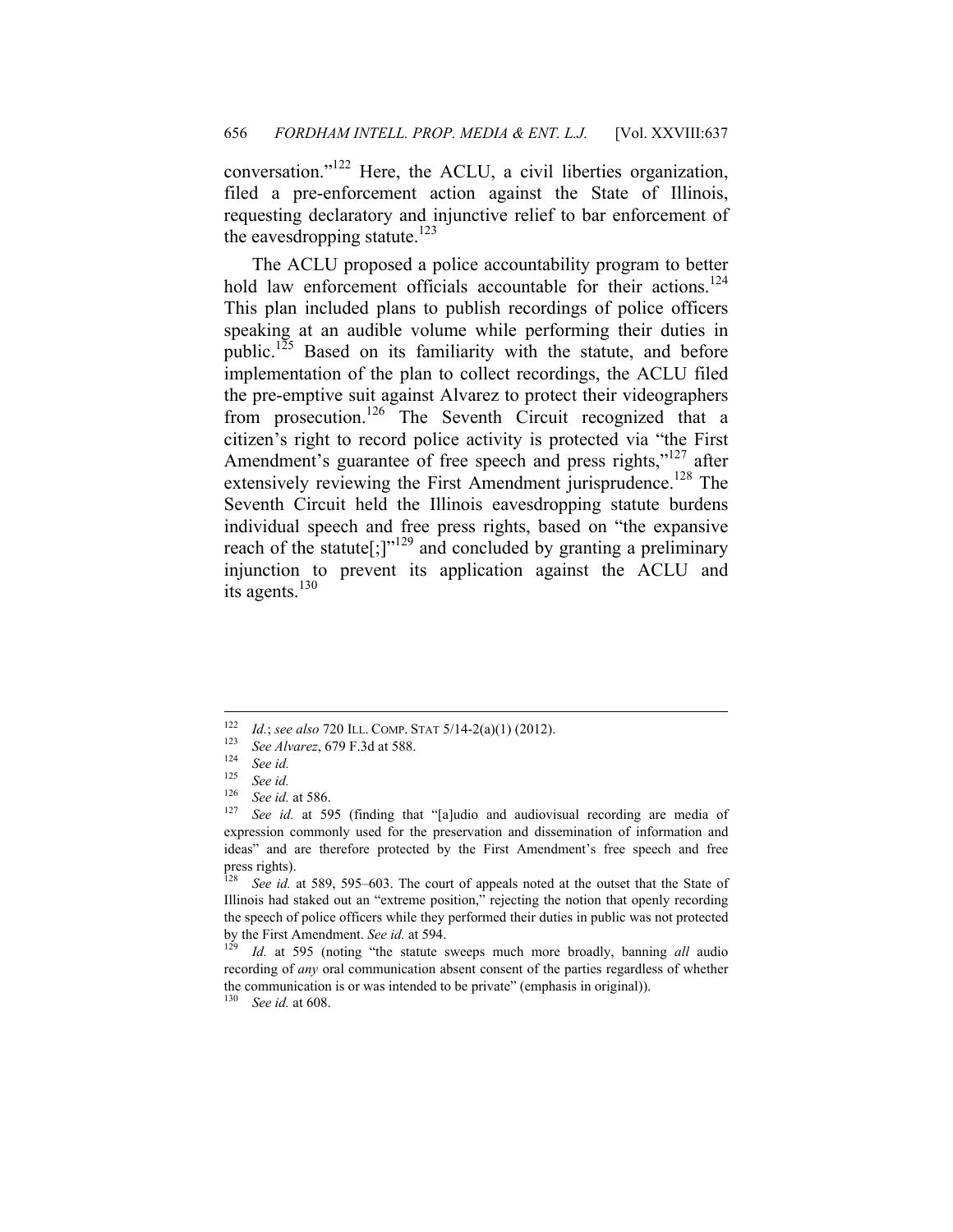conversation."[122] Here, the ACLU, a civil liberties organization, filed a pre-enforcement action against the State of Illinois, requesting declaratory and injunctive relief to bar enforcement of the eavesdropping statute.[123]

The ACLU proposed a police accountability program to better hold law enforcement officials accountable for their actions.[124] This plan included plans to publish recordings of police officers speaking at an audible volume while performing their duties in public.[125] Based on its familiarity with the statute, and before implementation of the plan to collect recordings, the ACLU filed the pre-emptive suit against Alvarez to protect their videographers from prosecution.[126] The Seventh Circuit recognized that a citizen's right to record police activity is protected via "the First Amendment's guarantee of free speech and press rights,"[127] after extensively reviewing the First Amendment jurisprudence.[128] The Seventh Circuit held the Illinois eavesdropping statute burdens individual speech and free press rights, based on "the expansive reach of the statute[;]"[129] and concluded by granting a preliminary injunction to prevent its application against the ACLU and its agents.[130]

---

[122] *Id.*; *see also* 720 ILL. COMP. STAT 5/14-2(a)(1) (2012).

[123] *See Alvarez*, 679 F.3d at 588.

[124] *See id.*

[125] *See id.*

[126] *See id.* at 586.

[127] *See id.* at 595 (finding that "[a]udio and audiovisual recording are media of expression commonly used for the preservation and dissemination of information and ideas" and are therefore protected by the First Amendment's free speech and free press rights).

[128] *See id.* at 589, 595–603. The court of appeals noted at the outset that the State of Illinois had staked out an "extreme position," rejecting the notion that openly recording the speech of police officers while they performed their duties in public was not protected by the First Amendment. *See id.* at 594.

[129] *Id.* at 595 (noting "the statute sweeps much more broadly, banning *all* audio recording of *any* oral communication absent consent of the parties regardless of whether the communication is or was intended to be private" (emphasis in original)).

[130] *See id.* at 608.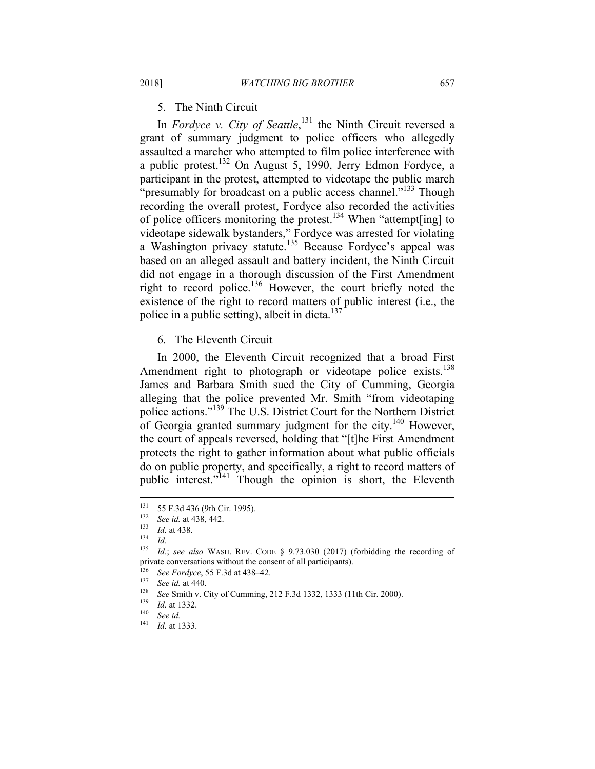### 5. The Ninth Circuit

In *Fordyce v. City of Seattle*,[131] the Ninth Circuit reversed a grant of summary judgment to police officers who allegedly assaulted a marcher who attempted to film police interference with a public protest.[132] On August 5, 1990, Jerry Edmon Fordyce, a participant in the protest, attempted to videotape the public march "presumably for broadcast on a public access channel."[133] Though recording the overall protest, Fordyce also recorded the activities of police officers monitoring the protest.[134] When "attempt[ing] to videotape sidewalk bystanders," Fordyce was arrested for violating a Washington privacy statute.[135] Because Fordyce's appeal was based on an alleged assault and battery incident, the Ninth Circuit did not engage in a thorough discussion of the First Amendment right to record police.[136] However, the court briefly noted the existence of the right to record matters of public interest (i.e., the police in a public setting), albeit in dicta.[137]

### 6. The Eleventh Circuit

In 2000, the Eleventh Circuit recognized that a broad First Amendment right to photograph or videotape police exists.[138] James and Barbara Smith sued the City of Cumming, Georgia alleging that the police prevented Mr. Smith "from videotaping police actions."[139] The U.S. District Court for the Northern District of Georgia granted summary judgment for the city.[140] However, the court of appeals reversed, holding that "[t]he First Amendment protects the right to gather information about what public officials do on public property, and specifically, a right to record matters of public interest."[141] Though the opinion is short, the Eleventh

---

[131] 55 F.3d 436 (9th Cir. 1995).

[132] *See id.* at 438, 442.

[133] *Id.* at 438.

[134] *Id.*

[135] *Id.*; *see also* WASH. REV. CODE § 9.73.030 (2017) (forbidding the recording of private conversations without the consent of all participants).

[136] *See Fordyce*, 55 F.3d at 438–42.

[137] *See id.* at 440.

[138] *See* Smith v. City of Cumming, 212 F.3d 1332, 1333 (11th Cir. 2000).

[139] *Id.* at 1332.

[140] *See id.*

[141] *Id.* at 1333.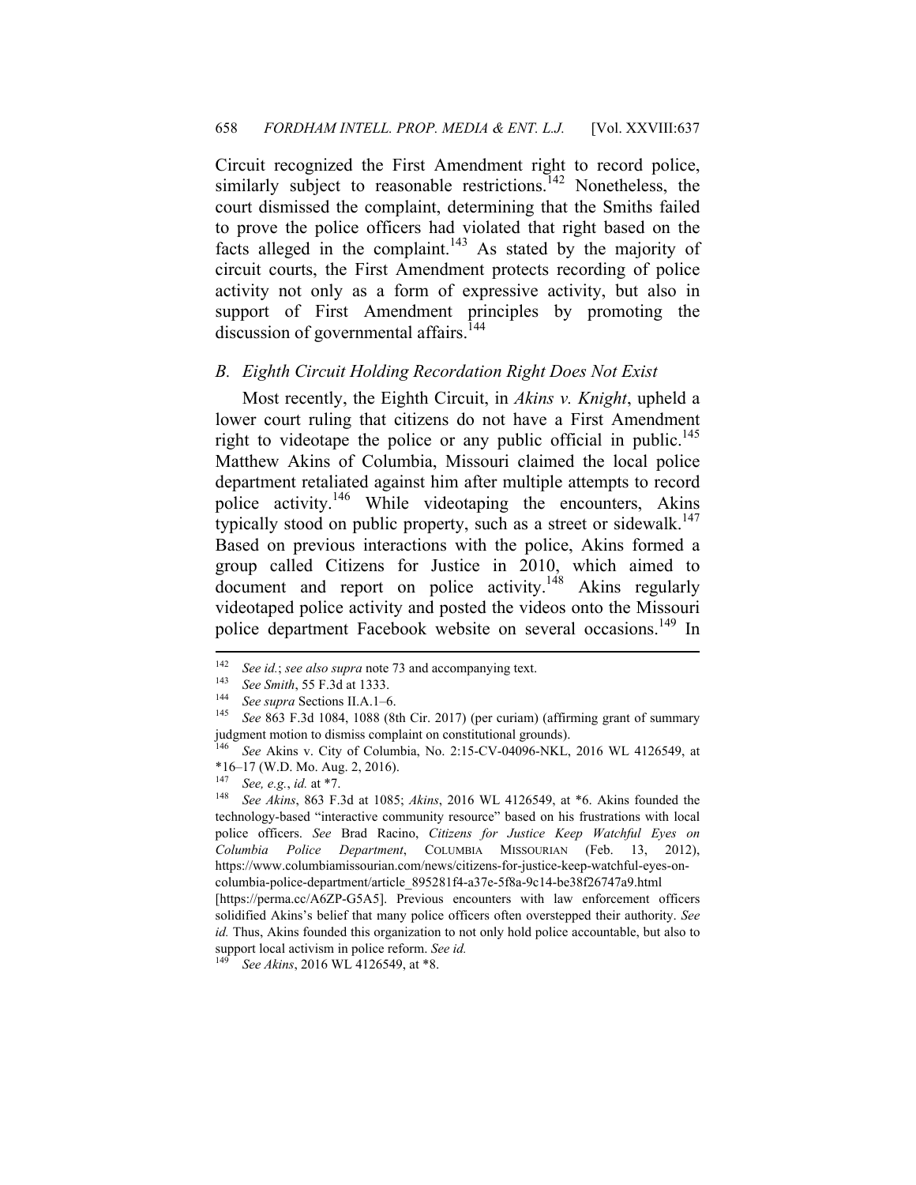Circuit recognized the First Amendment right to record police, similarly subject to reasonable restrictions.[142] Nonetheless, the court dismissed the complaint, determining that the Smiths failed to prove the police officers had violated that right based on the facts alleged in the complaint.[143] As stated by the majority of circuit courts, the First Amendment protects recording of police activity not only as a form of expressive activity, but also in support of First Amendment principles by promoting the discussion of governmental affairs.[144]

### *B. Eighth Circuit Holding Recordation Right Does Not Exist*

Most recently, the Eighth Circuit, in *Akins v. Knight*, upheld a lower court ruling that citizens do not have a First Amendment right to videotape the police or any public official in public.[145] Matthew Akins of Columbia, Missouri claimed the local police department retaliated against him after multiple attempts to record police activity.[146] While videotaping the encounters, Akins typically stood on public property, such as a street or sidewalk.[147] Based on previous interactions with the police, Akins formed a group called Citizens for Justice in 2010, which aimed to document and report on police activity.[148] Akins regularly videotaped police activity and posted the videos onto the Missouri police department Facebook website on several occasions.[149] In

---

[142] *See id.*; *see also supra* note 73 and accompanying text.

[143] *See Smith*, 55 F.3d at 1333.

[144] *See supra* Sections II.A.1–6.

[145] *See* 863 F.3d 1084, 1088 (8th Cir. 2017) (per curiam) (affirming grant of summary judgment motion to dismiss complaint on constitutional grounds).

[146] *See* Akins v. City of Columbia, No. 2:15-CV-04096-NKL, 2016 WL 4126549, at *16–17 (W.D. Mo. Aug. 2, 2016).

[147] *See, e.g.*, *id.* at *7.

[148] *See Akins*, 863 F.3d at 1085; *Akins*, 2016 WL 4126549, at *6. Akins founded the technology-based "interactive community resource" based on his frustrations with local police officers. *See* Brad Racino, *Citizens for Justice Keep Watchful Eyes on Columbia Police Department*, COLUMBIA MISSOURIAN (Feb. 13, 2012), https://www.columbiamissourian.com/news/citizens-for-justice-keep-watchful-eyes-on-columbia-police-department/article_895281f4-a37e-5f8a-9c14-be38f26747a9.html [https://perma.cc/A6ZP-G5A5]. Previous encounters with law enforcement officers solidified Akins's belief that many police officers often overstepped their authority. *See id.* Thus, Akins founded this organization to not only hold police accountable, but also to support local activism in police reform. *See id.*

[149] *See Akins*, 2016 WL 4126549, at *8.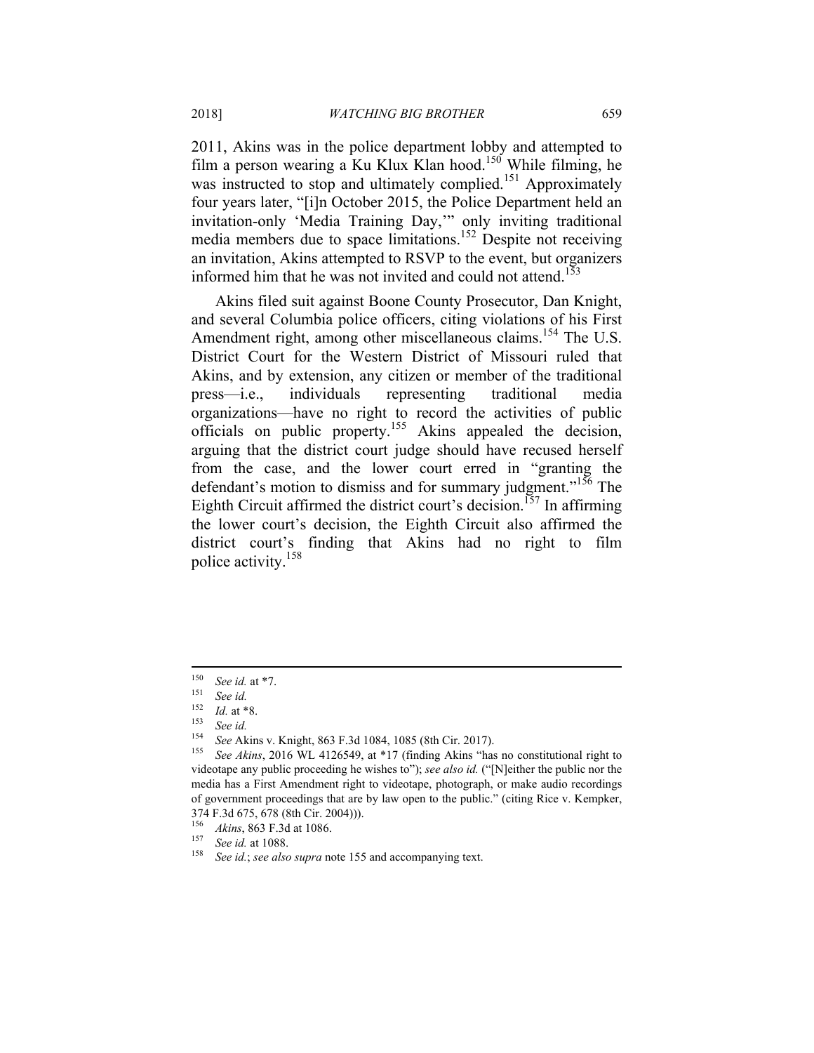2011, Akins was in the police department lobby and attempted to film a person wearing a Ku Klux Klan hood.[150] While filming, he was instructed to stop and ultimately complied.[151] Approximately four years later, "[i]n October 2015, the Police Department held an invitation-only 'Media Training Day,'" only inviting traditional media members due to space limitations.[152] Despite not receiving an invitation, Akins attempted to RSVP to the event, but organizers informed him that he was not invited and could not attend.[153]

Akins filed suit against Boone County Prosecutor, Dan Knight, and several Columbia police officers, citing violations of his First Amendment right, among other miscellaneous claims.[154] The U.S. District Court for the Western District of Missouri ruled that Akins, and by extension, any citizen or member of the traditional press—i.e., individuals representing traditional media organizations—have no right to record the activities of public officials on public property.[155] Akins appealed the decision, arguing that the district court judge should have recused herself from the case, and the lower court erred in "granting the defendant's motion to dismiss and for summary judgment."[156] The Eighth Circuit affirmed the district court's decision.[157] In affirming the lower court's decision, the Eighth Circuit also affirmed the district court's finding that Akins had no right to film police activity.[158]

---

[150] *See id.* at *7.

[151] *See id.*

[152] *Id.* at *8.

[153] *See id.*

[154] *See* Akins v. Knight, 863 F.3d 1084, 1085 (8th Cir. 2017).

[155] *See Akins*, 2016 WL 4126549, at *17 (finding Akins "has no constitutional right to videotape any public proceeding he wishes to"); *see also id.* ("[N]either the public nor the media has a First Amendment right to videotape, photograph, or make audio recordings of government proceedings that are by law open to the public." (citing Rice v. Kempker, 374 F.3d 675, 678 (8th Cir. 2004))).

[156] *Akins*, 863 F.3d at 1086.

[157] *See id.* at 1088.

[158] *See id.*; *see also supra* note 155 and accompanying text.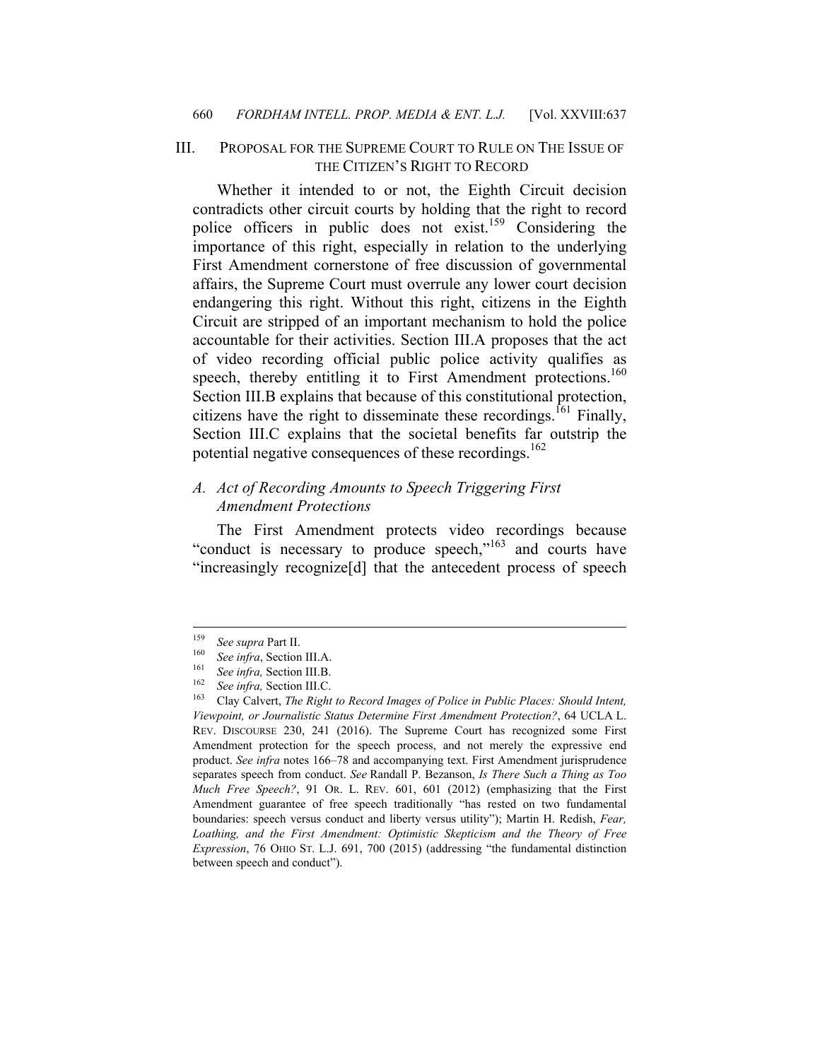## III. Proposal for the Supreme Court to Rule on The Issue of the Citizen's Right to Record

Whether it intended to or not, the Eighth Circuit decision contradicts other circuit courts by holding that the right to record police officers in public does not exist.[159] Considering the importance of this right, especially in relation to the underlying First Amendment cornerstone of free discussion of governmental affairs, the Supreme Court must overrule any lower court decision endangering this right. Without this right, citizens in the Eighth Circuit are stripped of an important mechanism to hold the police accountable for their activities. Section III.A proposes that the act of video recording official public police activity qualifies as speech, thereby entitling it to First Amendment protections.[160] Section III.B explains that because of this constitutional protection, citizens have the right to disseminate these recordings.[161] Finally, Section III.C explains that the societal benefits far outstrip the potential negative consequences of these recordings.[162]

### A. *Act of Recording Amounts to Speech Triggering First Amendment Protections*

The First Amendment protects video recordings because "conduct is necessary to produce speech,"[163] and courts have "increasingly recognize[d] that the antecedent process of speech

---

[159] *See supra* Part II.

[160] *See infra*, Section III.A.

[161] *See infra,* Section III.B.

[162] *See infra,* Section III.C.

[163] Clay Calvert, *The Right to Record Images of Police in Public Places: Should Intent, Viewpoint, or Journalistic Status Determine First Amendment Protection?*, 64 UCLA L. REV. DISCOURSE 230, 241 (2016). The Supreme Court has recognized some First Amendment protection for the speech process, and not merely the expressive end product. *See infra* notes 166–78 and accompanying text. First Amendment jurisprudence separates speech from conduct. *See* Randall P. Bezanson, *Is There Such a Thing as Too Much Free Speech?*, 91 OR. L. REV. 601, 601 (2012) (emphasizing that the First Amendment guarantee of free speech traditionally "has rested on two fundamental boundaries: speech versus conduct and liberty versus utility"); Martin H. Redish, *Fear, Loathing, and the First Amendment: Optimistic Skepticism and the Theory of Free Expression*, 76 OHIO ST. L.J. 691, 700 (2015) (addressing "the fundamental distinction between speech and conduct").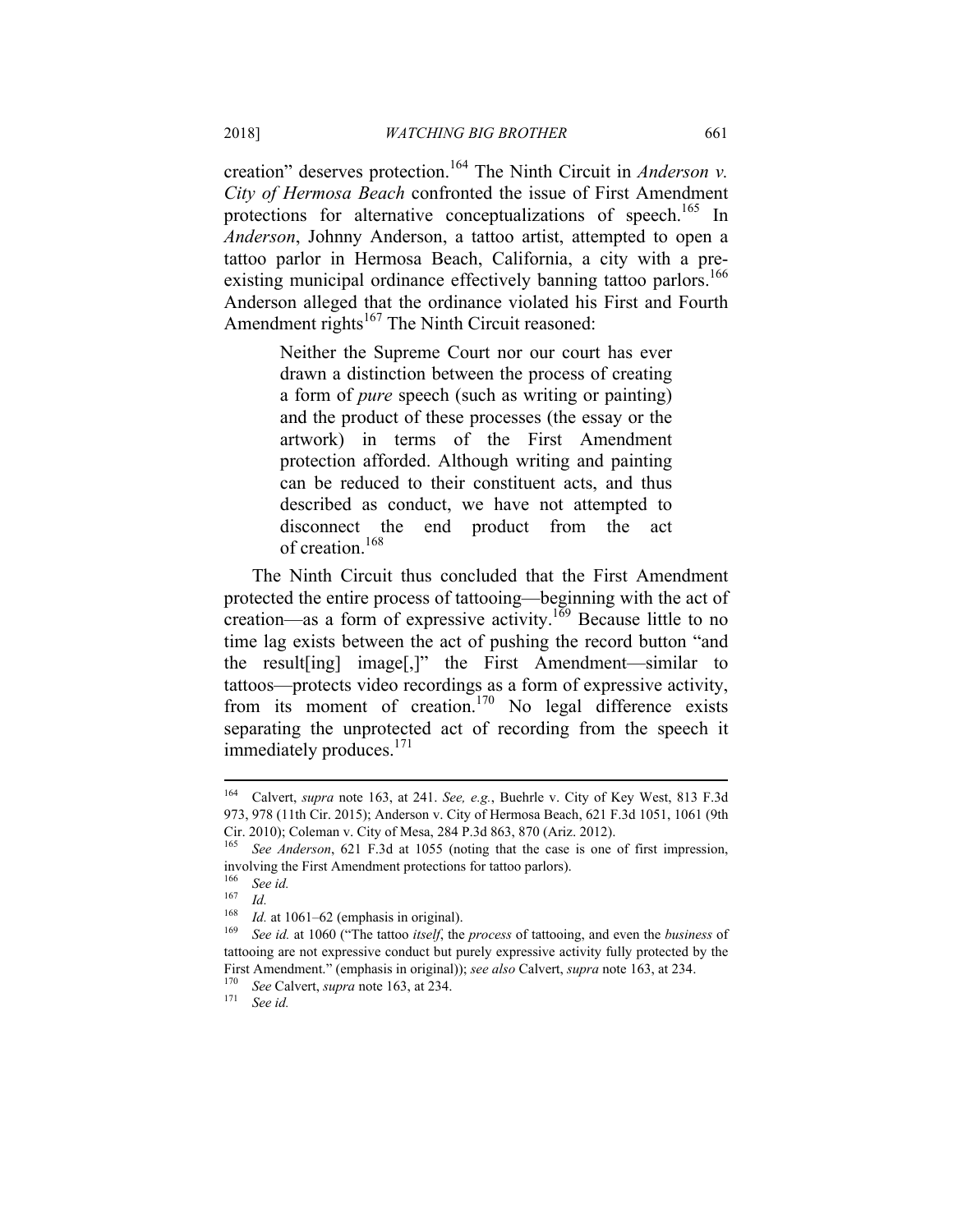creation" deserves protection.[164] The Ninth Circuit in *Anderson v. City of Hermosa Beach* confronted the issue of First Amendment protections for alternative conceptualizations of speech.[165] In *Anderson*, Johnny Anderson, a tattoo artist, attempted to open a tattoo parlor in Hermosa Beach, California, a city with a pre-existing municipal ordinance effectively banning tattoo parlors.[166] Anderson alleged that the ordinance violated his First and Fourth Amendment rights[167] The Ninth Circuit reasoned:

> Neither the Supreme Court nor our court has ever drawn a distinction between the process of creating a form of *pure* speech (such as writing or painting) and the product of these processes (the essay or the artwork) in terms of the First Amendment protection afforded. Although writing and painting can be reduced to their constituent acts, and thus described as conduct, we have not attempted to disconnect the end product from the act of creation.[168]

The Ninth Circuit thus concluded that the First Amendment protected the entire process of tattooing—beginning with the act of creation—as a form of expressive activity.[169] Because little to no time lag exists between the act of pushing the record button "and the result[ing] image[,]" the First Amendment—similar to tattoos—protects video recordings as a form of expressive activity, from its moment of creation.[170] No legal difference exists separating the unprotected act of recording from the speech it immediately produces.[171]

---

[164] Calvert, *supra* note 163, at 241. *See, e.g.*, Buehrle v. City of Key West, 813 F.3d 973, 978 (11th Cir. 2015); Anderson v. City of Hermosa Beach, 621 F.3d 1051, 1061 (9th Cir. 2010); Coleman v. City of Mesa, 284 P.3d 863, 870 (Ariz. 2012).

[165] *See Anderson*, 621 F.3d at 1055 (noting that the case is one of first impression, involving the First Amendment protections for tattoo parlors).

[166] *See id.*

[167] *Id.*

[168] *Id.* at 1061–62 (emphasis in original).

[169] *See id.* at 1060 ("The tattoo *itself*, the *process* of tattooing, and even the *business* of tattooing are not expressive conduct but purely expressive activity fully protected by the First Amendment." (emphasis in original)); *see also* Calvert, *supra* note 163, at 234.

[170] *See* Calvert, *supra* note 163, at 234.

[171] *See id.*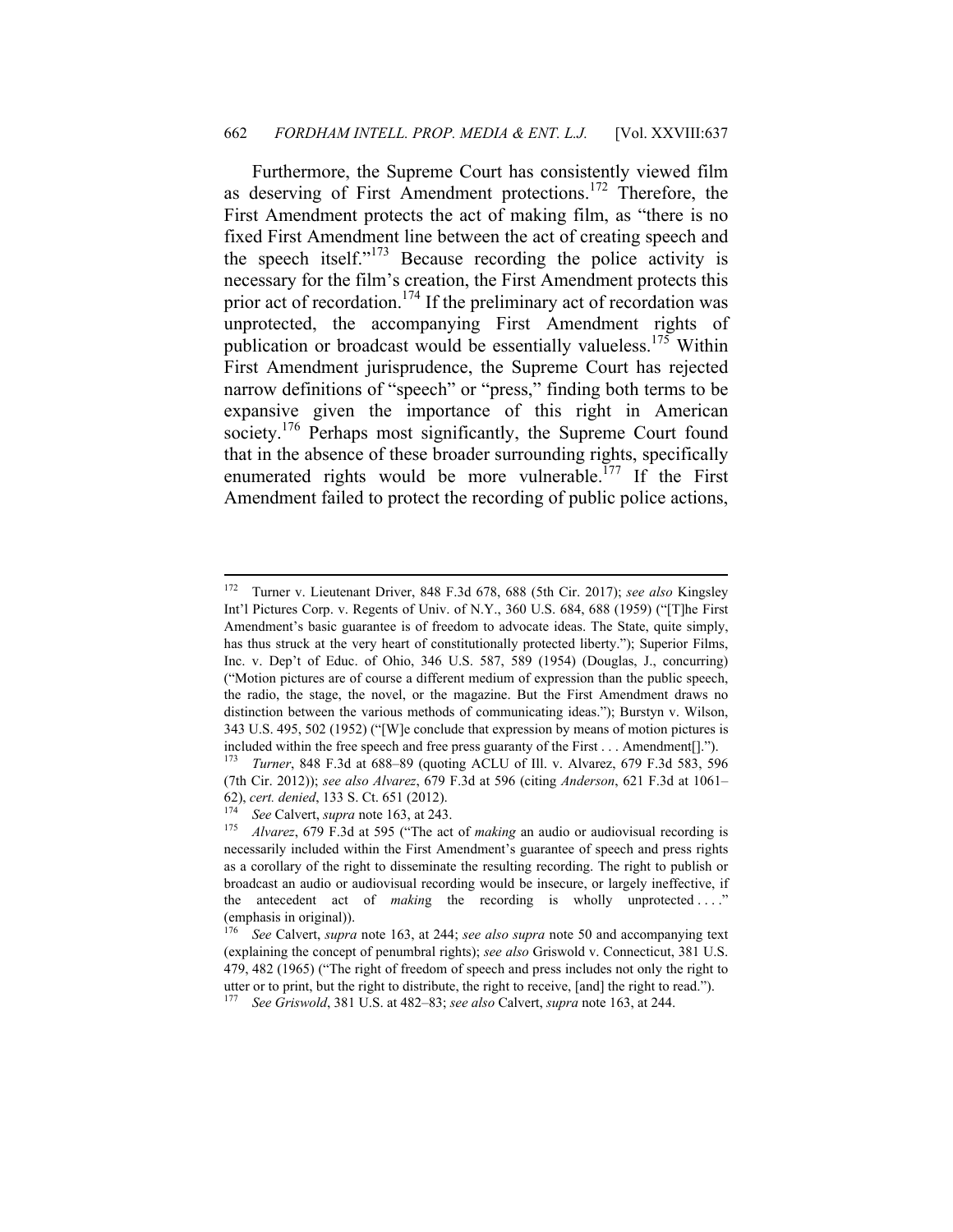Furthermore, the Supreme Court has consistently viewed film as deserving of First Amendment protections.[172] Therefore, the First Amendment protects the act of making film, as "there is no fixed First Amendment line between the act of creating speech and the speech itself."[173] Because recording the police activity is necessary for the film's creation, the First Amendment protects this prior act of recordation.[174] If the preliminary act of recordation was unprotected, the accompanying First Amendment rights of publication or broadcast would be essentially valueless.[175] Within First Amendment jurisprudence, the Supreme Court has rejected narrow definitions of "speech" or "press," finding both terms to be expansive given the importance of this right in American society.[176] Perhaps most significantly, the Supreme Court found that in the absence of these broader surrounding rights, specifically enumerated rights would be more vulnerable.[177] If the First Amendment failed to protect the recording of public police actions,

---

[172] Turner v. Lieutenant Driver, 848 F.3d 678, 688 (5th Cir. 2017); *see also* Kingsley Int'l Pictures Corp. v. Regents of Univ. of N.Y., 360 U.S. 684, 688 (1959) ("[T]he First Amendment's basic guarantee is of freedom to advocate ideas. The State, quite simply, has thus struck at the very heart of constitutionally protected liberty."); Superior Films, Inc. v. Dep't of Educ. of Ohio, 346 U.S. 587, 589 (1954) (Douglas, J., concurring) ("Motion pictures are of course a different medium of expression than the public speech, the radio, the stage, the novel, or the magazine. But the First Amendment draws no distinction between the various methods of communicating ideas."); Burstyn v. Wilson, 343 U.S. 495, 502 (1952) ("[W]e conclude that expression by means of motion pictures is included within the free speech and free press guaranty of the First . . . Amendment[].").

[173] *Turner*, 848 F.3d at 688–89 (quoting ACLU of Ill. v. Alvarez, 679 F.3d 583, 596 (7th Cir. 2012)); *see also Alvarez*, 679 F.3d at 596 (citing *Anderson*, 621 F.3d at 1061–62), *cert. denied*, 133 S. Ct. 651 (2012).

[174] *See* Calvert, *supra* note 163, at 243.

[175] *Alvarez*, 679 F.3d at 595 ("The act of *making* an audio or audiovisual recording is necessarily included within the First Amendment's guarantee of speech and press rights as a corollary of the right to disseminate the resulting recording. The right to publish or broadcast an audio or audiovisual recording would be insecure, or largely ineffective, if the antecedent act of *making* the recording is wholly unprotected . . . ." (emphasis in original)).

[176] *See* Calvert, *supra* note 163, at 244; *see also supra* note 50 and accompanying text (explaining the concept of penumbral rights); *see also* Griswold v. Connecticut, 381 U.S. 479, 482 (1965) ("The right of freedom of speech and press includes not only the right to utter or to print, but the right to distribute, the right to receive, [and] the right to read.").

[177] *See Griswold*, 381 U.S. at 482–83; *see also* Calvert, *supra* note 163, at 244.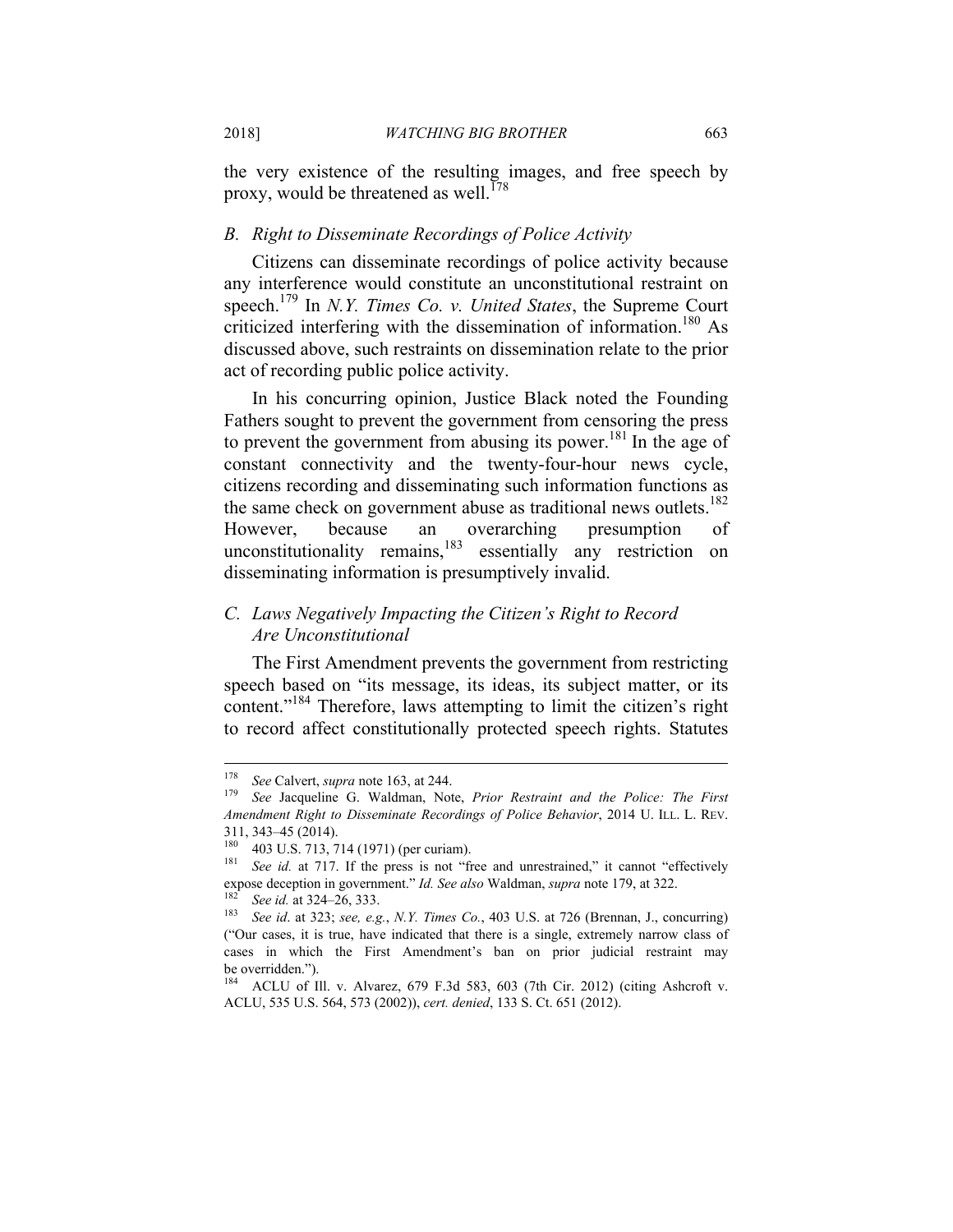the very existence of the resulting images, and free speech by proxy, would be threatened as well.[178]

### *B. Right to Disseminate Recordings of Police Activity*

Citizens can disseminate recordings of police activity because any interference would constitute an unconstitutional restraint on speech.[179] In *N.Y. Times Co. v. United States*, the Supreme Court criticized interfering with the dissemination of information.[180] As discussed above, such restraints on dissemination relate to the prior act of recording public police activity.

In his concurring opinion, Justice Black noted the Founding Fathers sought to prevent the government from censoring the press to prevent the government from abusing its power.[181] In the age of constant connectivity and the twenty-four-hour news cycle, citizens recording and disseminating such information functions as the same check on government abuse as traditional news outlets.[182] However, because an overarching presumption of unconstitutionality remains,[183] essentially any restriction on disseminating information is presumptively invalid.

### *C. Laws Negatively Impacting the Citizen's Right to Record Are Unconstitutional*

The First Amendment prevents the government from restricting speech based on "its message, its ideas, its subject matter, or its content."[184] Therefore, laws attempting to limit the citizen's right to record affect constitutionally protected speech rights. Statutes

---

[178] *See* Calvert, *supra* note 163, at 244.

[179] *See* Jacqueline G. Waldman, Note, *Prior Restraint and the Police: The First Amendment Right to Disseminate Recordings of Police Behavior*, 2014 U. ILL. L. REV. 311, 343–45 (2014).

[180] 403 U.S. 713, 714 (1971) (per curiam).

[181] *See id.* at 717. If the press is not "free and unrestrained," it cannot "effectively expose deception in government." *Id. See also* Waldman, *supra* note 179, at 322.

[182] *See id.* at 324–26, 333.

[183] *See id*. at 323; *see, e.g.*, *N.Y. Times Co.*, 403 U.S. at 726 (Brennan, J., concurring) ("Our cases, it is true, have indicated that there is a single, extremely narrow class of cases in which the First Amendment's ban on prior judicial restraint may be overridden.").

[184] ACLU of Ill. v. Alvarez, 679 F.3d 583, 603 (7th Cir. 2012) (citing Ashcroft v. ACLU, 535 U.S. 564, 573 (2002)), *cert. denied*, 133 S. Ct. 651 (2012).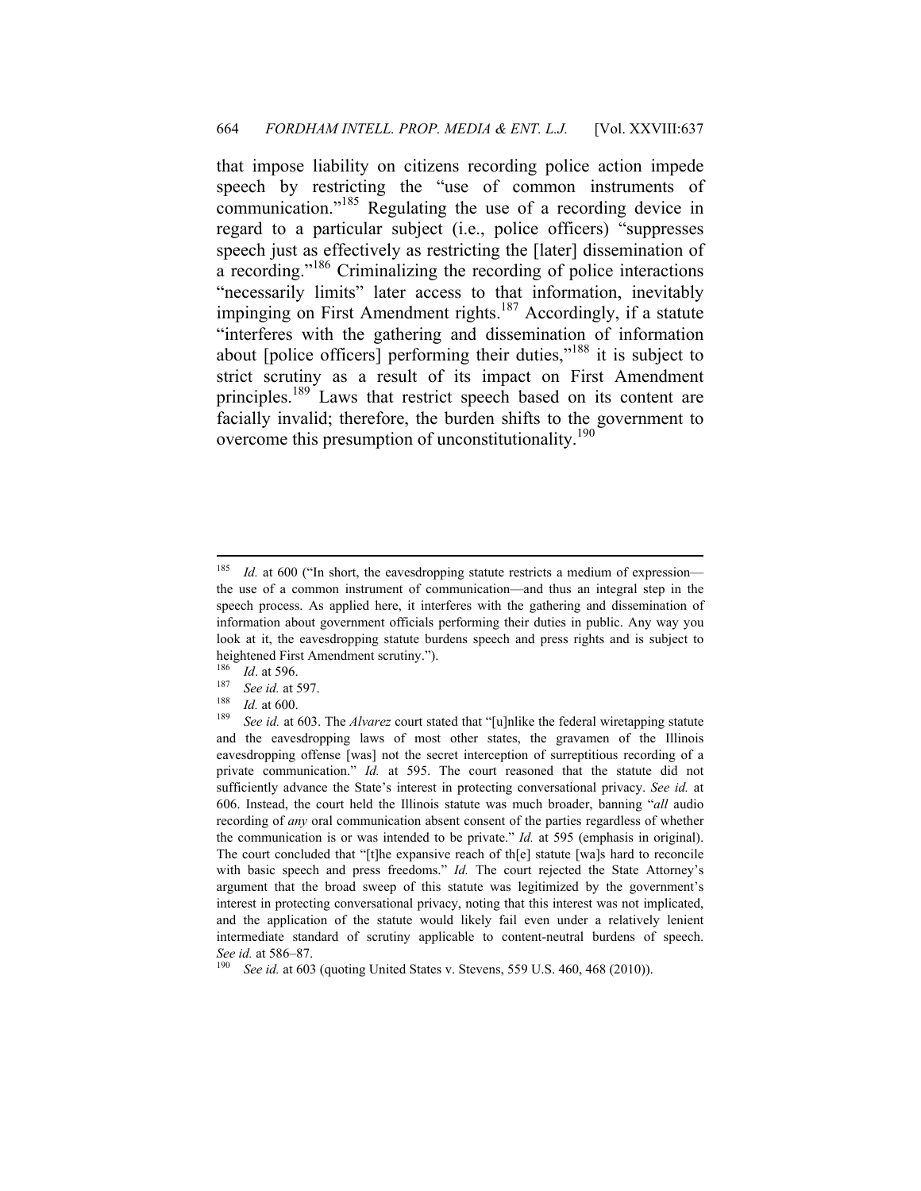that impose liability on citizens recording police action impede speech by restricting the "use of common instruments of communication."[185] Regulating the use of a recording device in regard to a particular subject (i.e., police officers) "suppresses speech just as effectively as restricting the [later] dissemination of a recording."[186] Criminalizing the recording of police interactions "necessarily limits" later access to that information, inevitably impinging on First Amendment rights.[187] Accordingly, if a statute "interferes with the gathering and dissemination of information about [police officers] performing their duties,"[188] it is subject to strict scrutiny as a result of its impact on First Amendment principles.[189] Laws that restrict speech based on its content are facially invalid; therefore, the burden shifts to the government to overcome this presumption of unconstitutionality.[190]

---

[185] *Id.* at 600 ("In short, the eavesdropping statute restricts a medium of expression—the use of a common instrument of communication—and thus an integral step in the speech process. As applied here, it interferes with the gathering and dissemination of information about government officials performing their duties in public. Any way you look at it, the eavesdropping statute burdens speech and press rights and is subject to heightened First Amendment scrutiny.").

[186] *Id*. at 596.

[187] *See id.* at 597.

[188] *Id.* at 600.

[189] *See id.* at 603. The *Alvarez* court stated that "[u]nlike the federal wiretapping statute and the eavesdropping laws of most other states, the gravamen of the Illinois eavesdropping offense [was] not the secret interception of surreptitious recording of a private communication." *Id.* at 595. The court reasoned that the statute did not sufficiently advance the State's interest in protecting conversational privacy. *See id.* at 606. Instead, the court held the Illinois statute was much broader, banning "*all* audio recording of *any* oral communication absent consent of the parties regardless of whether the communication is or was intended to be private." *Id.* at 595 (emphasis in original). The court concluded that "[t]he expansive reach of th[e] statute [wa]s hard to reconcile with basic speech and press freedoms." *Id.* The court rejected the State Attorney's argument that the broad sweep of this statute was legitimized by the government's interest in protecting conversational privacy, noting that this interest was not implicated, and the application of the statute would likely fail even under a relatively lenient intermediate standard of scrutiny applicable to content-neutral burdens of speech. *See id.* at 586–87.

[190] *See id.* at 603 (quoting United States v. Stevens, 559 U.S. 460, 468 (2010)).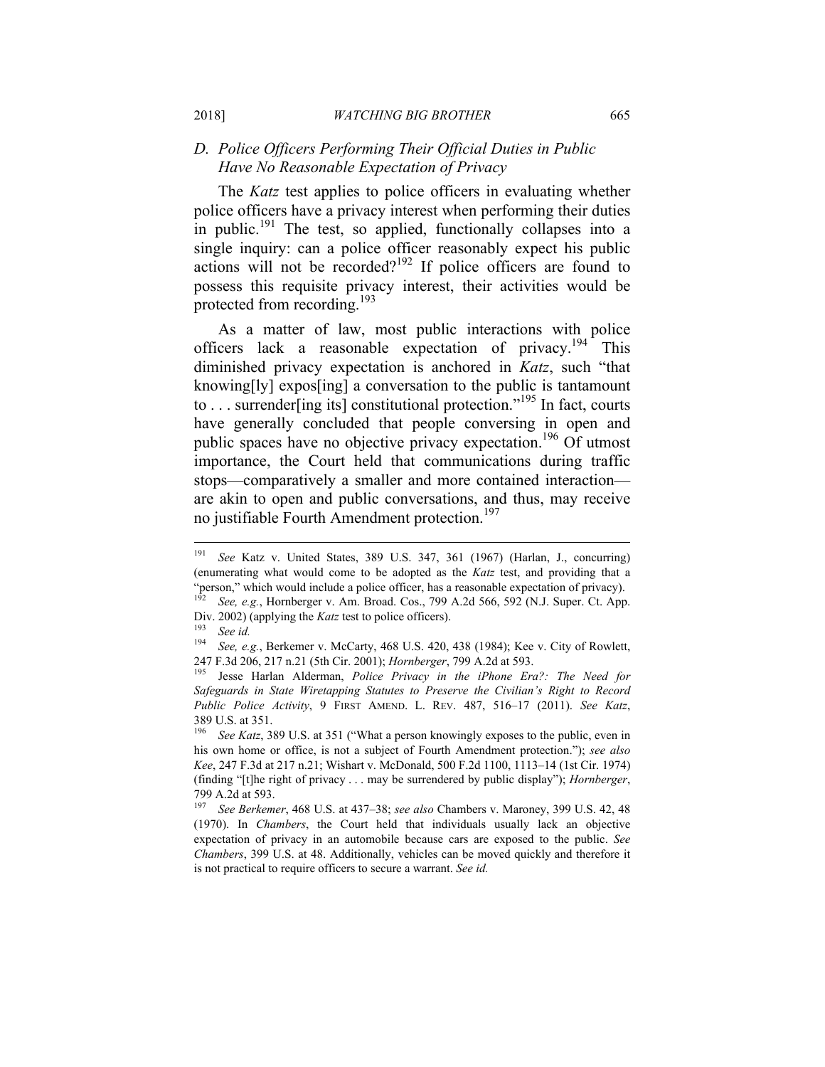## D. *Police Officers Performing Their Official Duties in Public Have No Reasonable Expectation of Privacy*

The *Katz* test applies to police officers in evaluating whether police officers have a privacy interest when performing their duties in public.[191] The test, so applied, functionally collapses into a single inquiry: can a police officer reasonably expect his public actions will not be recorded?[192] If police officers are found to possess this requisite privacy interest, their activities would be protected from recording.[193]

As a matter of law, most public interactions with police officers lack a reasonable expectation of privacy.[194] This diminished privacy expectation is anchored in *Katz*, such "that knowing[ly] expos[ing] a conversation to the public is tantamount to . . . surrender[ing its] constitutional protection."[195] In fact, courts have generally concluded that people conversing in open and public spaces have no objective privacy expectation.[196] Of utmost importance, the Court held that communications during traffic stops—comparatively a smaller and more contained interaction—are akin to open and public conversations, and thus, may receive no justifiable Fourth Amendment protection.[197]

---

[191] *See* Katz v. United States, 389 U.S. 347, 361 (1967) (Harlan, J., concurring) (enumerating what would come to be adopted as the *Katz* test, and providing that a "person," which would include a police officer, has a reasonable expectation of privacy).

[192] *See, e.g.*, Hornberger v. Am. Broad. Cos., 799 A.2d 566, 592 (N.J. Super. Ct. App. Div. 2002) (applying the *Katz* test to police officers).

[193] *See id.*

[194] *See, e.g.*, Berkemer v. McCarty, 468 U.S. 420, 438 (1984); Kee v. City of Rowlett, 247 F.3d 206, 217 n.21 (5th Cir. 2001); *Hornberger*, 799 A.2d at 593.

[195] Jesse Harlan Alderman, *Police Privacy in the iPhone Era?: The Need for Safeguards in State Wiretapping Statutes to Preserve the Civilian's Right to Record Public Police Activity*, 9 FIRST AMEND. L. REV. 487, 516–17 (2011). *See Katz*, 389 U.S. at 351.

[196] *See Katz*, 389 U.S. at 351 ("What a person knowingly exposes to the public, even in his own home or office, is not a subject of Fourth Amendment protection."); *see also Kee*, 247 F.3d at 217 n.21; Wishart v. McDonald, 500 F.2d 1100, 1113–14 (1st Cir. 1974) (finding "[t]he right of privacy . . . may be surrendered by public display"); *Hornberger*, 799 A.2d at 593.

[197] *See Berkemer*, 468 U.S. at 437–38; *see also* Chambers v. Maroney, 399 U.S. 42, 48 (1970). In *Chambers*, the Court held that individuals usually lack an objective expectation of privacy in an automobile because cars are exposed to the public. *See Chambers*, 399 U.S. at 48. Additionally, vehicles can be moved quickly and therefore it is not practical to require officers to secure a warrant. *See id.*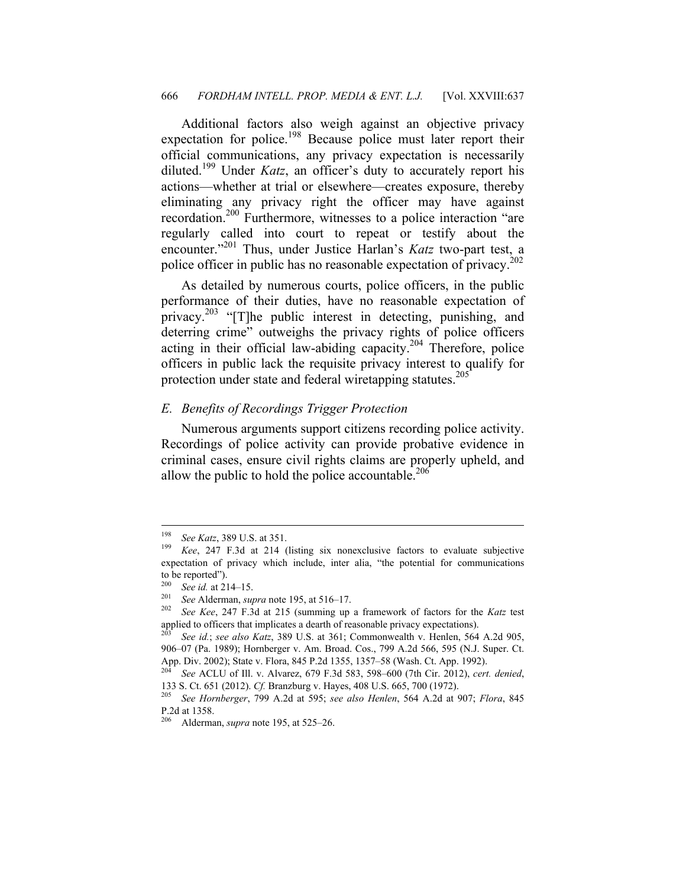Additional factors also weigh against an objective privacy expectation for police.[198] Because police must later report their official communications, any privacy expectation is necessarily diluted.[199] Under *Katz*, an officer's duty to accurately report his actions—whether at trial or elsewhere—creates exposure, thereby eliminating any privacy right the officer may have against recordation.[200] Furthermore, witnesses to a police interaction "are regularly called into court to repeat or testify about the encounter."[201] Thus, under Justice Harlan's *Katz* two-part test, a police officer in public has no reasonable expectation of privacy.[202]

As detailed by numerous courts, police officers, in the public performance of their duties, have no reasonable expectation of privacy.[203] "[T]he public interest in detecting, punishing, and deterring crime" outweighs the privacy rights of police officers acting in their official law-abiding capacity.[204] Therefore, police officers in public lack the requisite privacy interest to qualify for protection under state and federal wiretapping statutes.[205]

### *E. Benefits of Recordings Trigger Protection*

Numerous arguments support citizens recording police activity. Recordings of police activity can provide probative evidence in criminal cases, ensure civil rights claims are properly upheld, and allow the public to hold the police accountable.[206]

---

[198] *See Katz*, 389 U.S. at 351.

[199] *Kee*, 247 F.3d at 214 (listing six nonexclusive factors to evaluate subjective expectation of privacy which include, inter alia, "the potential for communications to be reported").

[200] *See id.* at 214–15.

[201] *See* Alderman, *supra* note 195, at 516–17.

[202] *See Kee*, 247 F.3d at 215 (summing up a framework of factors for the *Katz* test applied to officers that implicates a dearth of reasonable privacy expectations).

[203] *See id.*; *see also Katz*, 389 U.S. at 361; Commonwealth v. Henlen, 564 A.2d 905, 906–07 (Pa. 1989); Hornberger v. Am. Broad. Cos., 799 A.2d 566, 595 (N.J. Super. Ct. App. Div. 2002); State v. Flora, 845 P.2d 1355, 1357–58 (Wash. Ct. App. 1992).

[204] *See* ACLU of Ill. v. Alvarez, 679 F.3d 583, 598–600 (7th Cir. 2012), *cert. denied*, 133 S. Ct. 651 (2012). *Cf.* Branzburg v. Hayes, 408 U.S. 665, 700 (1972).

[205] *See Hornberger*, 799 A.2d at 595; *see also Henlen*, 564 A.2d at 907; *Flora*, 845 P.2d at 1358.

[206] Alderman, *supra* note 195, at 525–26.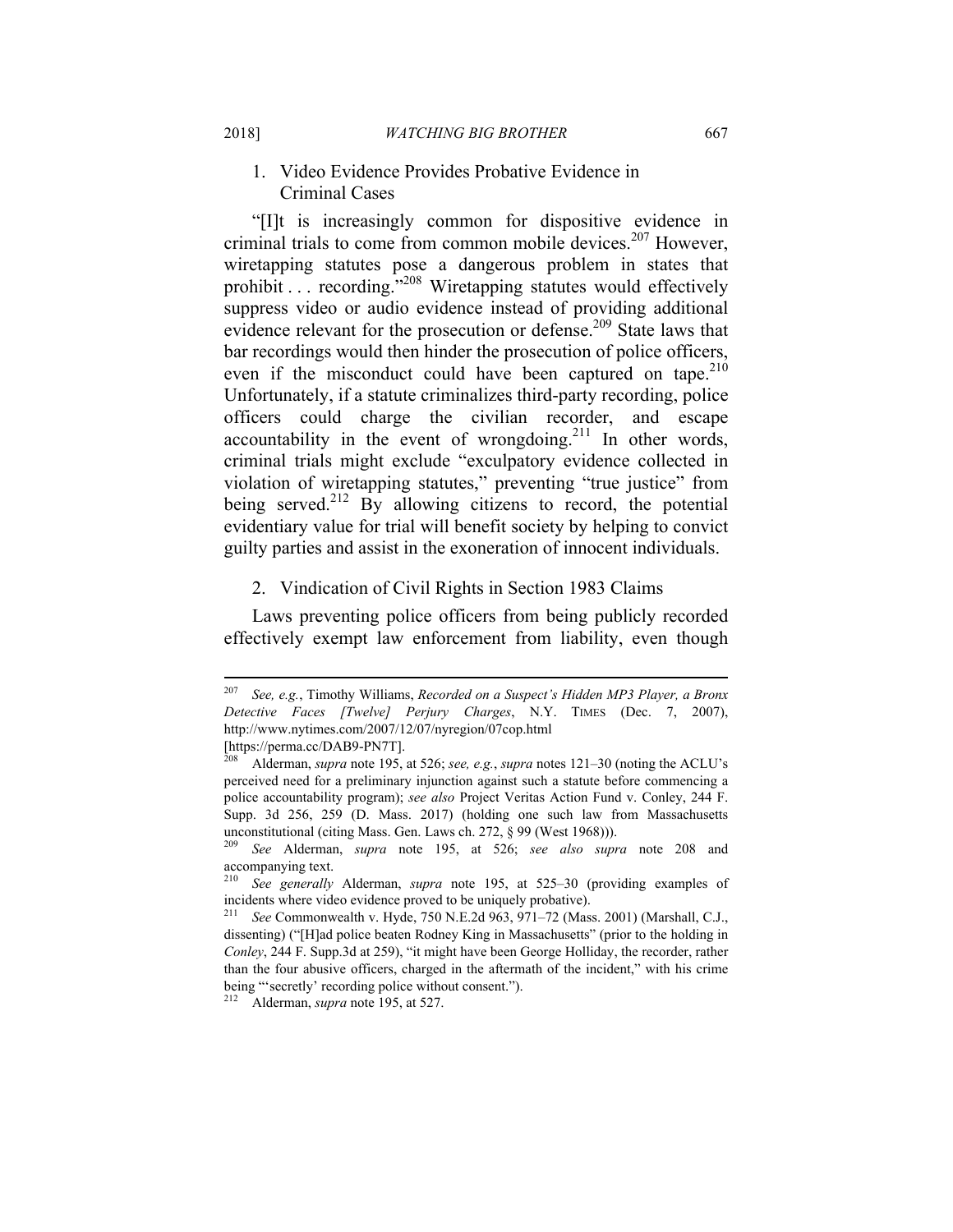### 1. Video Evidence Provides Probative Evidence in Criminal Cases

"[I]t is increasingly common for dispositive evidence in criminal trials to come from common mobile devices.[207] However, wiretapping statutes pose a dangerous problem in states that prohibit . . . recording."[208] Wiretapping statutes would effectively suppress video or audio evidence instead of providing additional evidence relevant for the prosecution or defense.[209] State laws that bar recordings would then hinder the prosecution of police officers, even if the misconduct could have been captured on tape.[210] Unfortunately, if a statute criminalizes third-party recording, police officers could charge the civilian recorder, and escape accountability in the event of wrongdoing.[211] In other words, criminal trials might exclude "exculpatory evidence collected in violation of wiretapping statutes," preventing "true justice" from being served.[212] By allowing citizens to record, the potential evidentiary value for trial will benefit society by helping to convict guilty parties and assist in the exoneration of innocent individuals.

### 2. Vindication of Civil Rights in Section 1983 Claims

Laws preventing police officers from being publicly recorded effectively exempt law enforcement from liability, even though

---

[207] *See, e.g.*, Timothy Williams, *Recorded on a Suspect's Hidden MP3 Player, a Bronx Detective Faces [Twelve] Perjury Charges*, N.Y. TIMES (Dec. 7, 2007), http://www.nytimes.com/2007/12/07/nyregion/07cop.html [https://perma.cc/DAB9-PN7T].

[208] Alderman, *supra* note 195, at 526; *see, e.g.*, *supra* notes 121–30 (noting the ACLU's perceived need for a preliminary injunction against such a statute before commencing a police accountability program); *see also* Project Veritas Action Fund v. Conley, 244 F. Supp. 3d 256, 259 (D. Mass. 2017) (holding one such law from Massachusetts unconstitutional (citing Mass. Gen. Laws ch. 272, § 99 (West 1968))).

[209] *See* Alderman, *supra* note 195, at 526; *see also supra* note 208 and accompanying text.

[210] *See generally* Alderman, *supra* note 195, at 525–30 (providing examples of incidents where video evidence proved to be uniquely probative).

[211] *See* Commonwealth v. Hyde, 750 N.E.2d 963, 971–72 (Mass. 2001) (Marshall, C.J., dissenting) ("[H]ad police beaten Rodney King in Massachusetts" (prior to the holding in *Conley*, 244 F. Supp.3d at 259), "it might have been George Holliday, the recorder, rather than the four abusive officers, charged in the aftermath of the incident," with his crime being "'secretly' recording police without consent.").

[212] Alderman, *supra* note 195, at 527.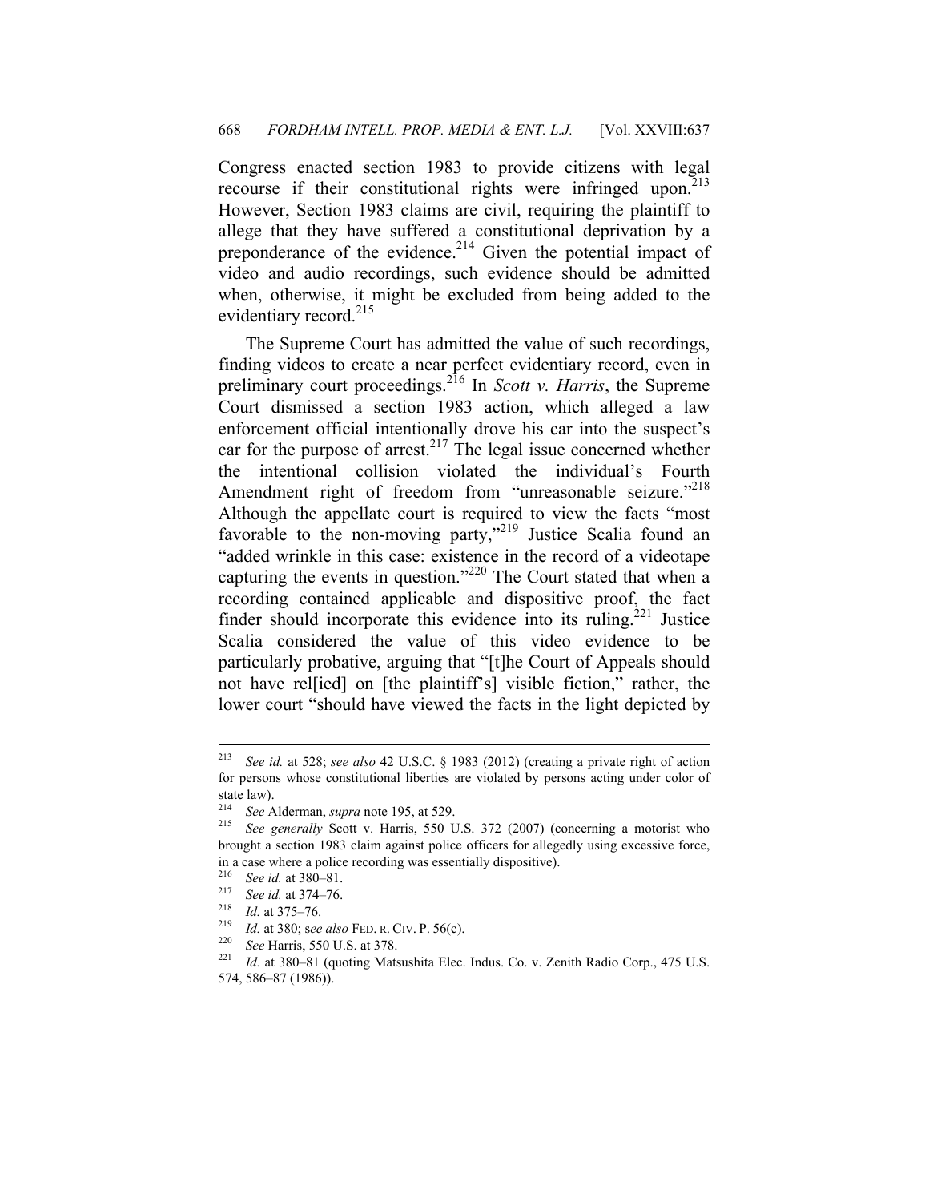Congress enacted section 1983 to provide citizens with legal recourse if their constitutional rights were infringed upon.[213] However, Section 1983 claims are civil, requiring the plaintiff to allege that they have suffered a constitutional deprivation by a preponderance of the evidence.[214] Given the potential impact of video and audio recordings, such evidence should be admitted when, otherwise, it might be excluded from being added to the evidentiary record.[215]

The Supreme Court has admitted the value of such recordings, finding videos to create a near perfect evidentiary record, even in preliminary court proceedings.[216] In *Scott v. Harris*, the Supreme Court dismissed a section 1983 action, which alleged a law enforcement official intentionally drove his car into the suspect's car for the purpose of arrest.[217] The legal issue concerned whether the intentional collision violated the individual's Fourth Amendment right of freedom from "unreasonable seizure."[218] Although the appellate court is required to view the facts "most favorable to the non-moving party,"[219] Justice Scalia found an "added wrinkle in this case: existence in the record of a videotape capturing the events in question."[220] The Court stated that when a recording contained applicable and dispositive proof, the fact finder should incorporate this evidence into its ruling.[221] Justice Scalia considered the value of this video evidence to be particularly probative, arguing that "[t]he Court of Appeals should not have rel[ied] on [the plaintiff's] visible fiction," rather, the lower court "should have viewed the facts in the light depicted by

---

[213] *See id.* at 528; *see also* 42 U.S.C. § 1983 (2012) (creating a private right of action for persons whose constitutional liberties are violated by persons acting under color of state law).

[214] *See* Alderman, *supra* note 195, at 529.

[215] *See generally* Scott v. Harris, 550 U.S. 372 (2007) (concerning a motorist who brought a section 1983 claim against police officers for allegedly using excessive force, in a case where a police recording was essentially dispositive).

[216] *See id.* at 380–81.

[217] *See id.* at 374–76.

[218] *Id.* at 375–76.

[219] *Id.* at 380; s*ee also* FED. R. CIV. P. 56(c).

[220] *See* Harris, 550 U.S. at 378.

[221] *Id.* at 380–81 (quoting Matsushita Elec. Indus. Co. v. Zenith Radio Corp., 475 U.S. 574, 586–87 (1986)).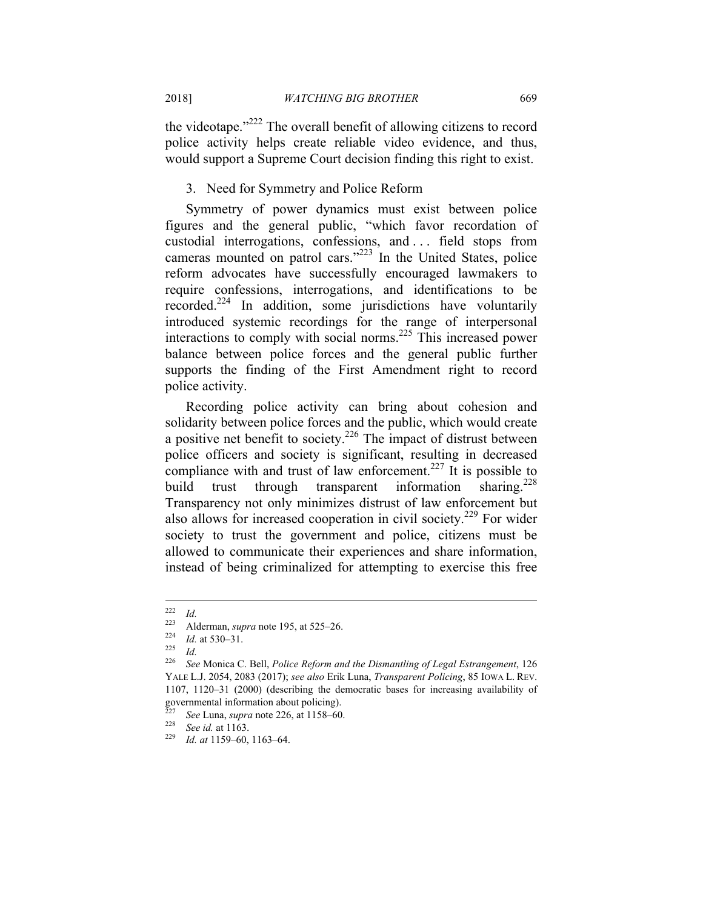the videotape."[222] The overall benefit of allowing citizens to record police activity helps create reliable video evidence, and thus, would support a Supreme Court decision finding this right to exist.

3. Need for Symmetry and Police Reform

Symmetry of power dynamics must exist between police figures and the general public, "which favor recordation of custodial interrogations, confessions, and . . . field stops from cameras mounted on patrol cars."[223] In the United States, police reform advocates have successfully encouraged lawmakers to require confessions, interrogations, and identifications to be recorded.[224] In addition, some jurisdictions have voluntarily introduced systemic recordings for the range of interpersonal interactions to comply with social norms.[225] This increased power balance between police forces and the general public further supports the finding of the First Amendment right to record police activity.

Recording police activity can bring about cohesion and solidarity between police forces and the public, which would create a positive net benefit to society.[226] The impact of distrust between police officers and society is significant, resulting in decreased compliance with and trust of law enforcement.[227] It is possible to build trust through transparent information sharing.[228] Transparency not only minimizes distrust of law enforcement but also allows for increased cooperation in civil society.[229] For wider society to trust the government and police, citizens must be allowed to communicate their experiences and share information, instead of being criminalized for attempting to exercise this free

---

[222] *Id.*

[223] Alderman, *supra* note 195, at 525–26.

[224] *Id.* at 530–31.

[225] *Id.*

[226] *See* Monica C. Bell, *Police Reform and the Dismantling of Legal Estrangement*, 126 YALE L.J. 2054, 2083 (2017); *see also* Erik Luna, *Transparent Policing*, 85 IOWA L. REV. 1107, 1120–31 (2000) (describing the democratic bases for increasing availability of governmental information about policing).

[227] *See* Luna, *supra* note 226, at 1158–60.

[228] *See id.* at 1163.

[229] *Id. at* 1159–60, 1163–64.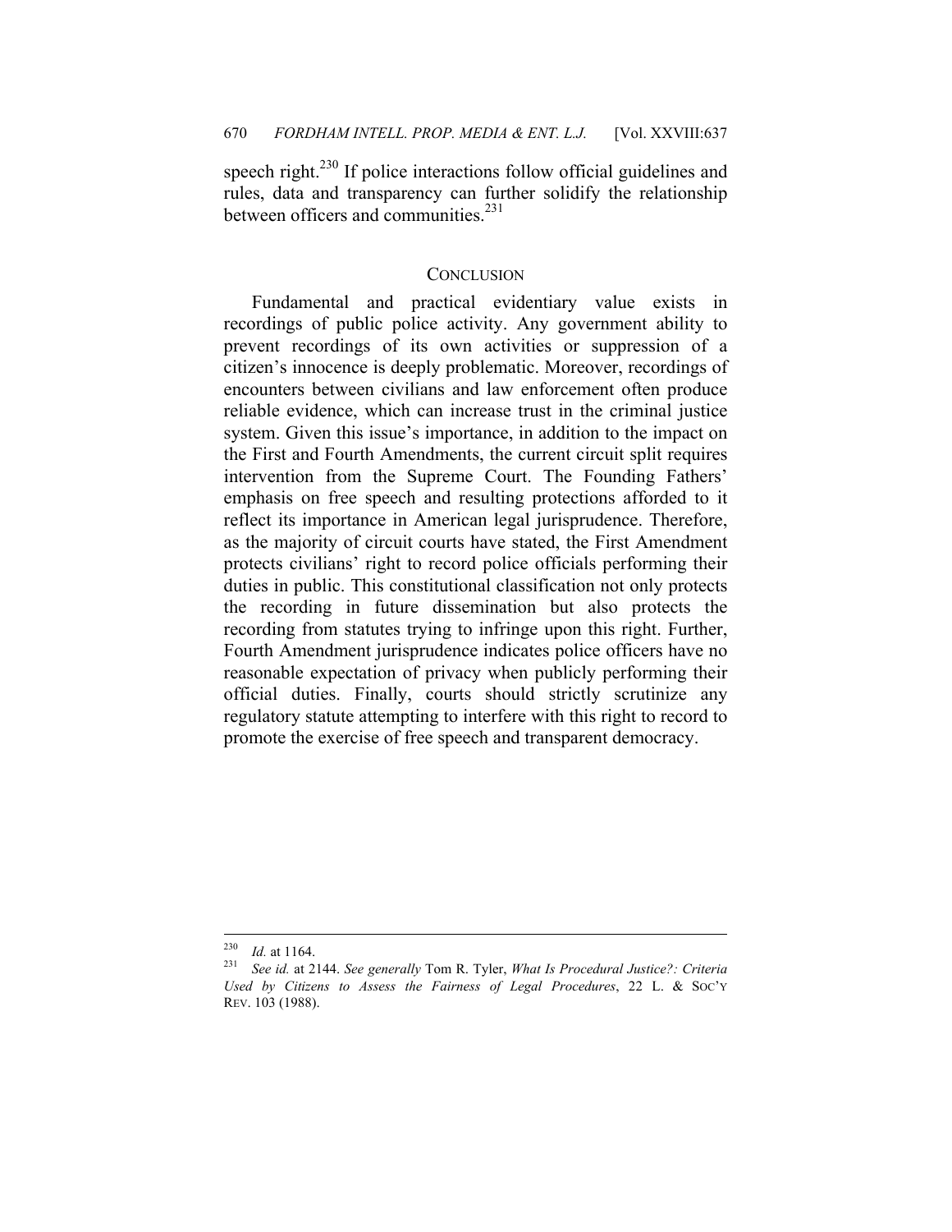speech right.[230] If police interactions follow official guidelines and rules, data and transparency can further solidify the relationship between officers and communities.[231]

## CONCLUSION

Fundamental and practical evidentiary value exists in recordings of public police activity. Any government ability to prevent recordings of its own activities or suppression of a citizen's innocence is deeply problematic. Moreover, recordings of encounters between civilians and law enforcement often produce reliable evidence, which can increase trust in the criminal justice system. Given this issue's importance, in addition to the impact on the First and Fourth Amendments, the current circuit split requires intervention from the Supreme Court. The Founding Fathers' emphasis on free speech and resulting protections afforded to it reflect its importance in American legal jurisprudence. Therefore, as the majority of circuit courts have stated, the First Amendment protects civilians' right to record police officials performing their duties in public. This constitutional classification not only protects the recording in future dissemination but also protects the recording from statutes trying to infringe upon this right. Further, Fourth Amendment jurisprudence indicates police officers have no reasonable expectation of privacy when publicly performing their official duties. Finally, courts should strictly scrutinize any regulatory statute attempting to interfere with this right to record to promote the exercise of free speech and transparent democracy.

---

[230] *Id.* at 1164.

[231] *See id.* at 2144. *See generally* Tom R. Tyler, *What Is Procedural Justice?: Criteria Used by Citizens to Assess the Fairness of Legal Procedures*, 22 L. & SOC'Y REV. 103 (1988).